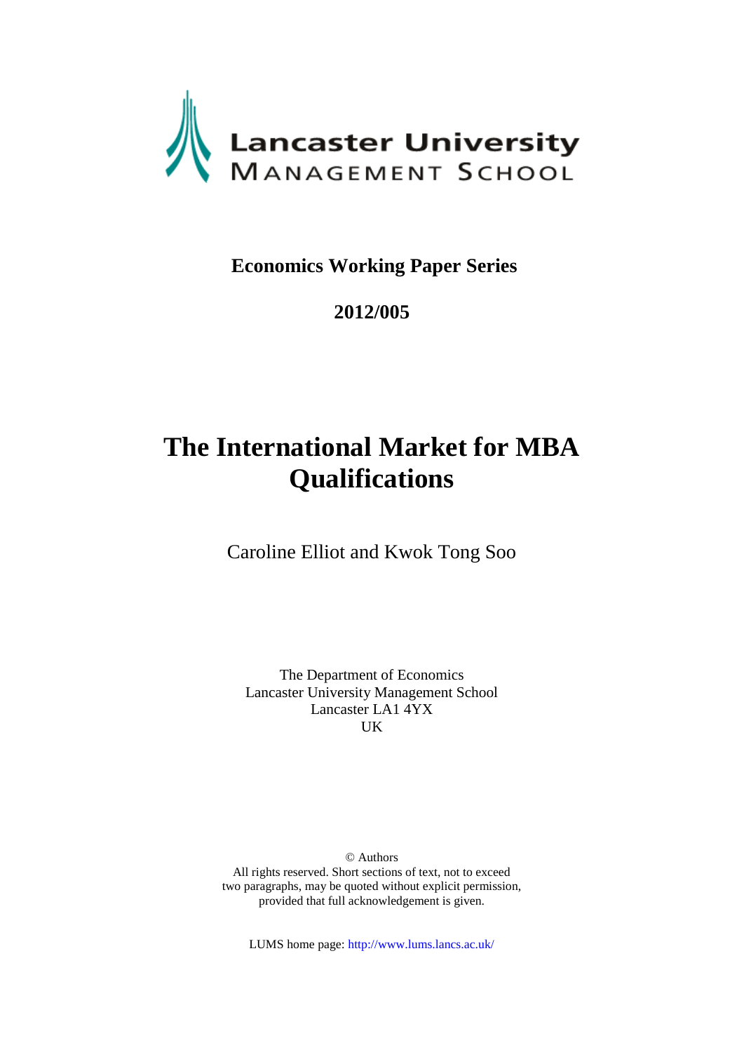Lancaster University
MANAGEMENT SCHOOL

**Economics Working Paper Series**

**2012/005**

# The International Market for MBA Qualifications

Caroline Elliot and Kwok Tong Soo

The Department of Economics
Lancaster University Management School
Lancaster LA1 4YX
UK

© Authors
All rights reserved. Short sections of text, not to exceed two paragraphs, may be quoted without explicit permission, provided that full acknowledgement is given.

LUMS home page: http://www.lums.lancs.ac.uk/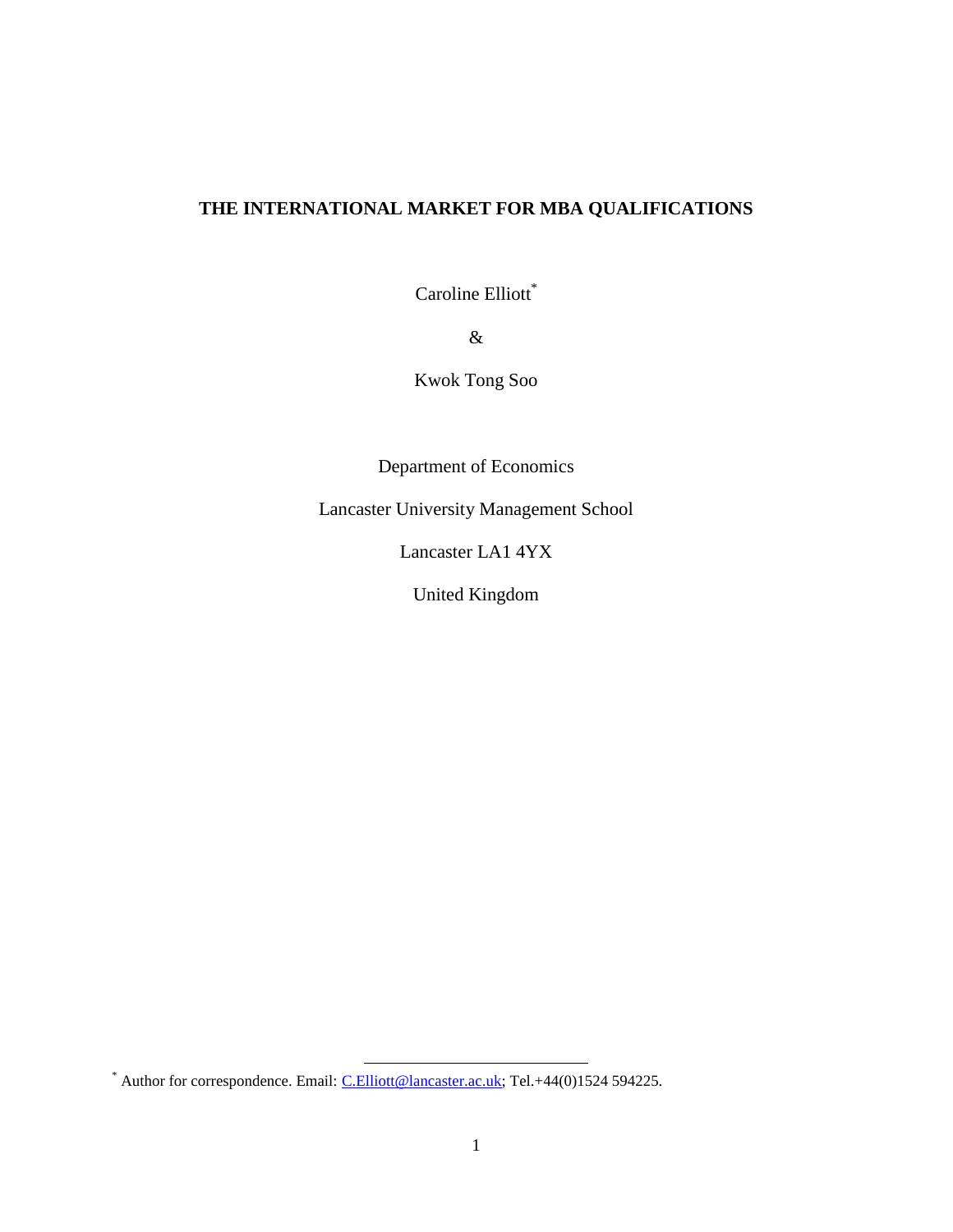# THE INTERNATIONAL MARKET FOR MBA QUALIFICATIONS

Caroline Elliott[*]

&

Kwok Tong Soo

Department of Economics

Lancaster University Management School

Lancaster LA1 4YX

United Kingdom

[*] Author for correspondence. Email: C.Elliott@lancaster.ac.uk; Tel.+44(0)1524 594225.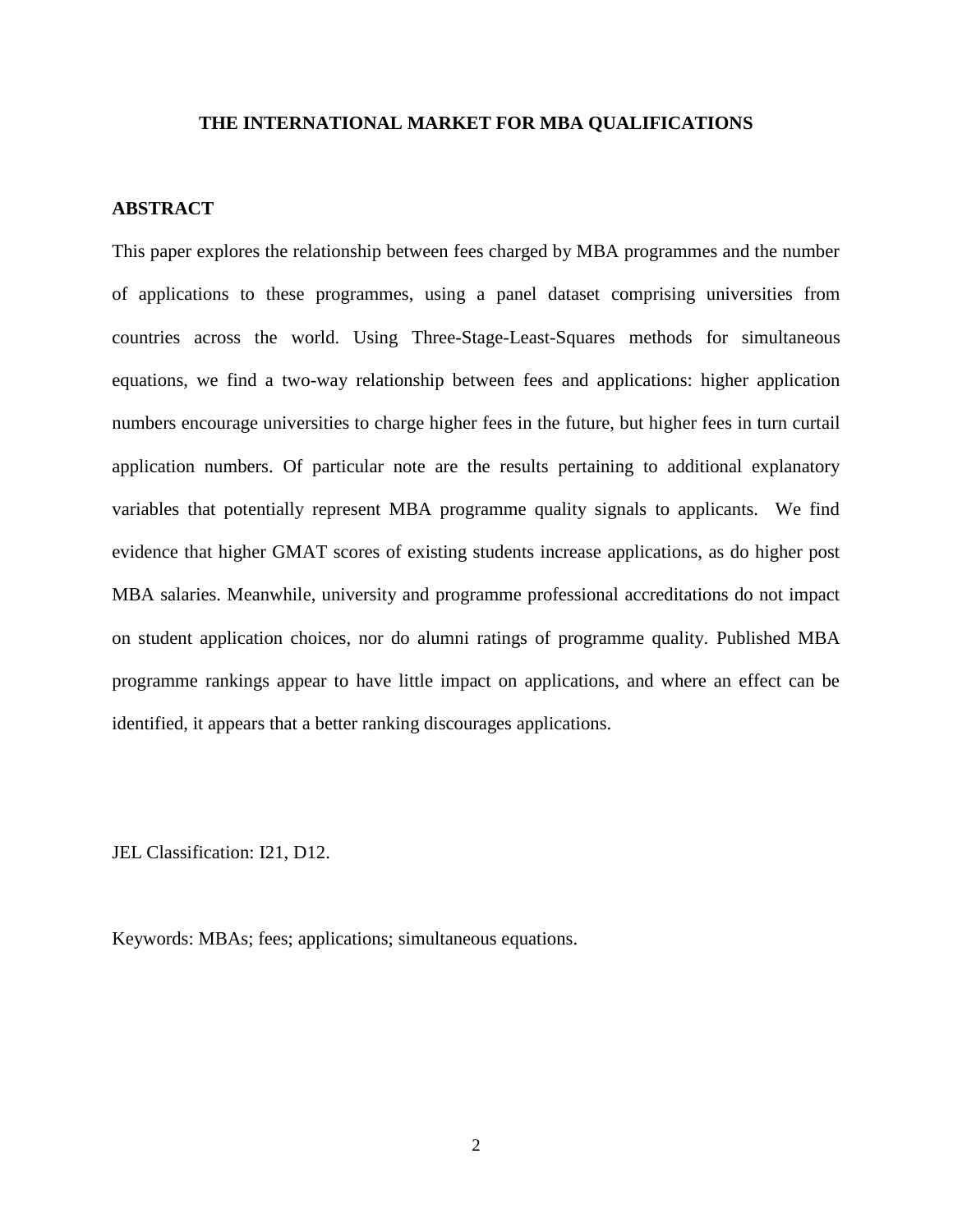# THE INTERNATIONAL MARKET FOR MBA QUALIFICATIONS

## ABSTRACT

This paper explores the relationship between fees charged by MBA programmes and the number of applications to these programmes, using a panel dataset comprising universities from countries across the world. Using Three-Stage-Least-Squares methods for simultaneous equations, we find a two-way relationship between fees and applications: higher application numbers encourage universities to charge higher fees in the future, but higher fees in turn curtail application numbers. Of particular note are the results pertaining to additional explanatory variables that potentially represent MBA programme quality signals to applicants. We find evidence that higher GMAT scores of existing students increase applications, as do higher post MBA salaries. Meanwhile, university and programme professional accreditations do not impact on student application choices, nor do alumni ratings of programme quality. Published MBA programme rankings appear to have little impact on applications, and where an effect can be identified, it appears that a better ranking discourages applications.

JEL Classification: I21, D12.

Keywords: MBAs; fees; applications; simultaneous equations.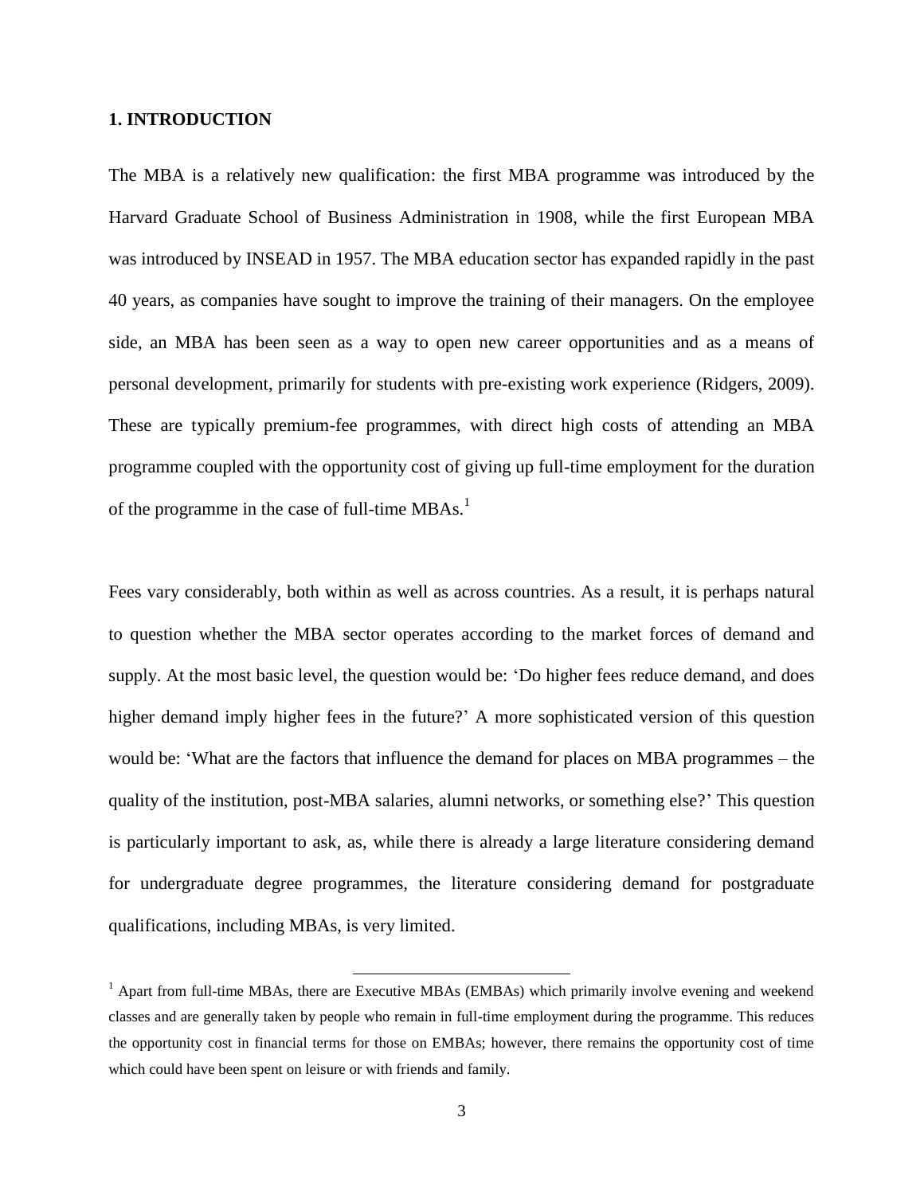## 1. INTRODUCTION

The MBA is a relatively new qualification: the first MBA programme was introduced by the Harvard Graduate School of Business Administration in 1908, while the first European MBA was introduced by INSEAD in 1957. The MBA education sector has expanded rapidly in the past 40 years, as companies have sought to improve the training of their managers. On the employee side, an MBA has been seen as a way to open new career opportunities and as a means of personal development, primarily for students with pre-existing work experience (Ridgers, 2009). These are typically premium-fee programmes, with direct high costs of attending an MBA programme coupled with the opportunity cost of giving up full-time employment for the duration of the programme in the case of full-time MBAs.[1]

Fees vary considerably, both within as well as across countries. As a result, it is perhaps natural to question whether the MBA sector operates according to the market forces of demand and supply. At the most basic level, the question would be: 'Do higher fees reduce demand, and does higher demand imply higher fees in the future?' A more sophisticated version of this question would be: 'What are the factors that influence the demand for places on MBA programmes – the quality of the institution, post-MBA salaries, alumni networks, or something else?' This question is particularly important to ask, as, while there is already a large literature considering demand for undergraduate degree programmes, the literature considering demand for postgraduate qualifications, including MBAs, is very limited.

[1] Apart from full-time MBAs, there are Executive MBAs (EMBAs) which primarily involve evening and weekend classes and are generally taken by people who remain in full-time employment during the programme. This reduces the opportunity cost in financial terms for those on EMBAs; however, there remains the opportunity cost of time which could have been spent on leisure or with friends and family.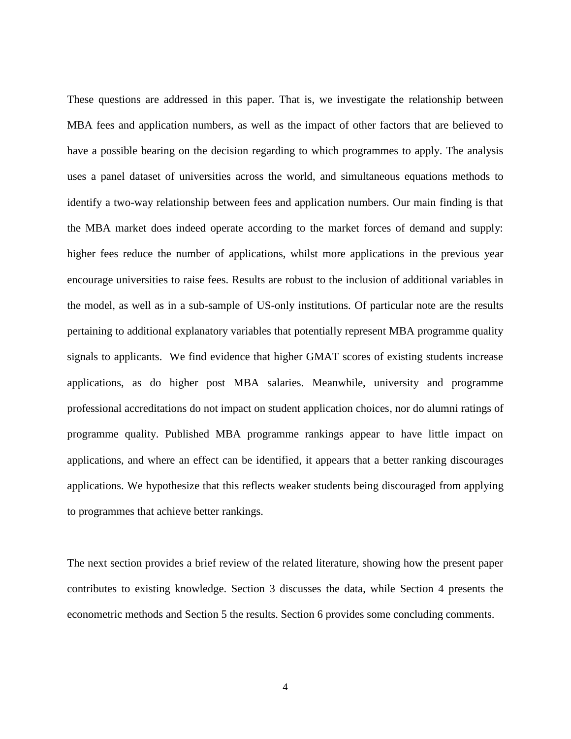These questions are addressed in this paper. That is, we investigate the relationship between MBA fees and application numbers, as well as the impact of other factors that are believed to have a possible bearing on the decision regarding to which programmes to apply. The analysis uses a panel dataset of universities across the world, and simultaneous equations methods to identify a two-way relationship between fees and application numbers. Our main finding is that the MBA market does indeed operate according to the market forces of demand and supply: higher fees reduce the number of applications, whilst more applications in the previous year encourage universities to raise fees. Results are robust to the inclusion of additional variables in the model, as well as in a sub-sample of US-only institutions. Of particular note are the results pertaining to additional explanatory variables that potentially represent MBA programme quality signals to applicants. We find evidence that higher GMAT scores of existing students increase applications, as do higher post MBA salaries. Meanwhile, university and programme professional accreditations do not impact on student application choices, nor do alumni ratings of programme quality. Published MBA programme rankings appear to have little impact on applications, and where an effect can be identified, it appears that a better ranking discourages applications. We hypothesize that this reflects weaker students being discouraged from applying to programmes that achieve better rankings.

The next section provides a brief review of the related literature, showing how the present paper contributes to existing knowledge. Section 3 discusses the data, while Section 4 presents the econometric methods and Section 5 the results. Section 6 provides some concluding comments.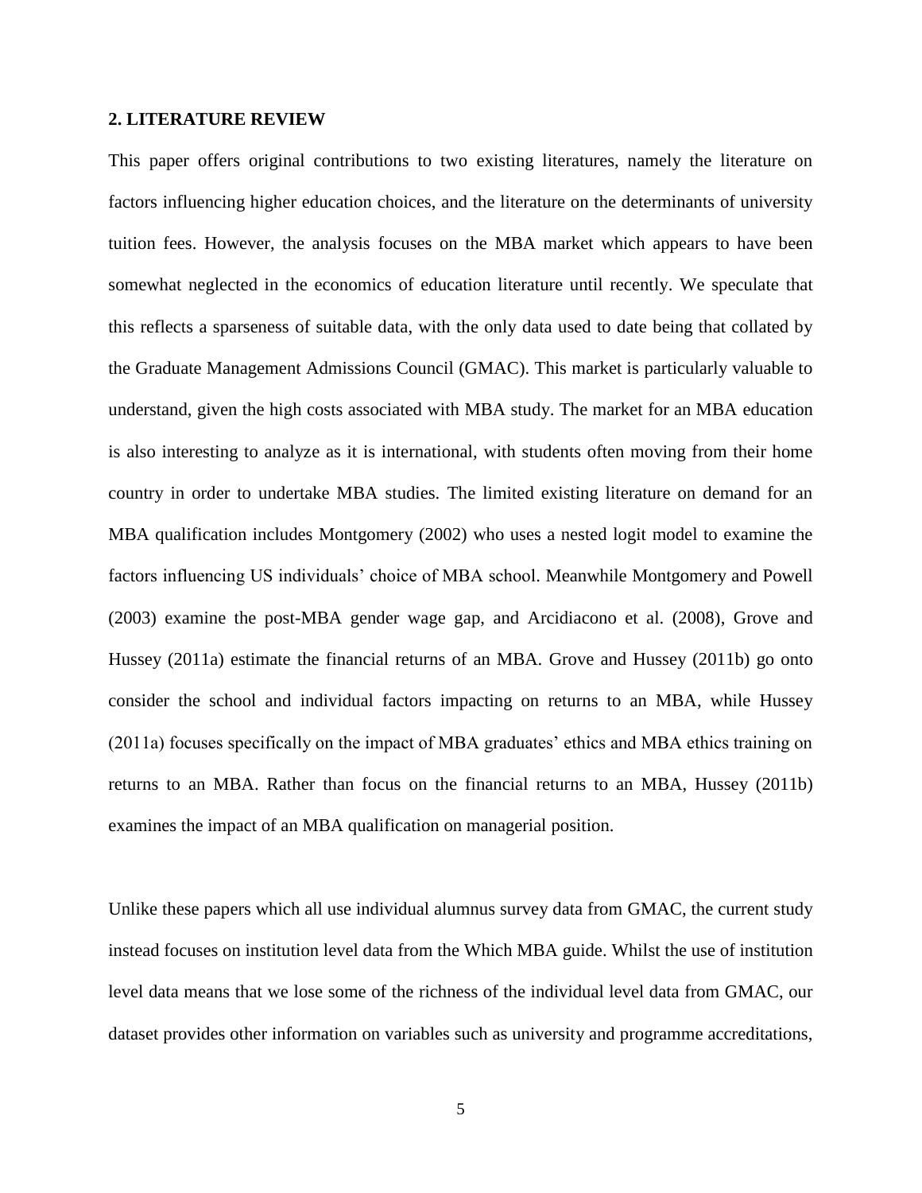## 2. LITERATURE REVIEW

This paper offers original contributions to two existing literatures, namely the literature on factors influencing higher education choices, and the literature on the determinants of university tuition fees. However, the analysis focuses on the MBA market which appears to have been somewhat neglected in the economics of education literature until recently. We speculate that this reflects a sparseness of suitable data, with the only data used to date being that collated by the Graduate Management Admissions Council (GMAC). This market is particularly valuable to understand, given the high costs associated with MBA study. The market for an MBA education is also interesting to analyze as it is international, with students often moving from their home country in order to undertake MBA studies. The limited existing literature on demand for an MBA qualification includes Montgomery (2002) who uses a nested logit model to examine the factors influencing US individuals' choice of MBA school. Meanwhile Montgomery and Powell (2003) examine the post-MBA gender wage gap, and Arcidiacono et al. (2008), Grove and Hussey (2011a) estimate the financial returns of an MBA. Grove and Hussey (2011b) go onto consider the school and individual factors impacting on returns to an MBA, while Hussey (2011a) focuses specifically on the impact of MBA graduates' ethics and MBA ethics training on returns to an MBA. Rather than focus on the financial returns to an MBA, Hussey (2011b) examines the impact of an MBA qualification on managerial position.

Unlike these papers which all use individual alumnus survey data from GMAC, the current study instead focuses on institution level data from the Which MBA guide. Whilst the use of institution level data means that we lose some of the richness of the individual level data from GMAC, our dataset provides other information on variables such as university and programme accreditations,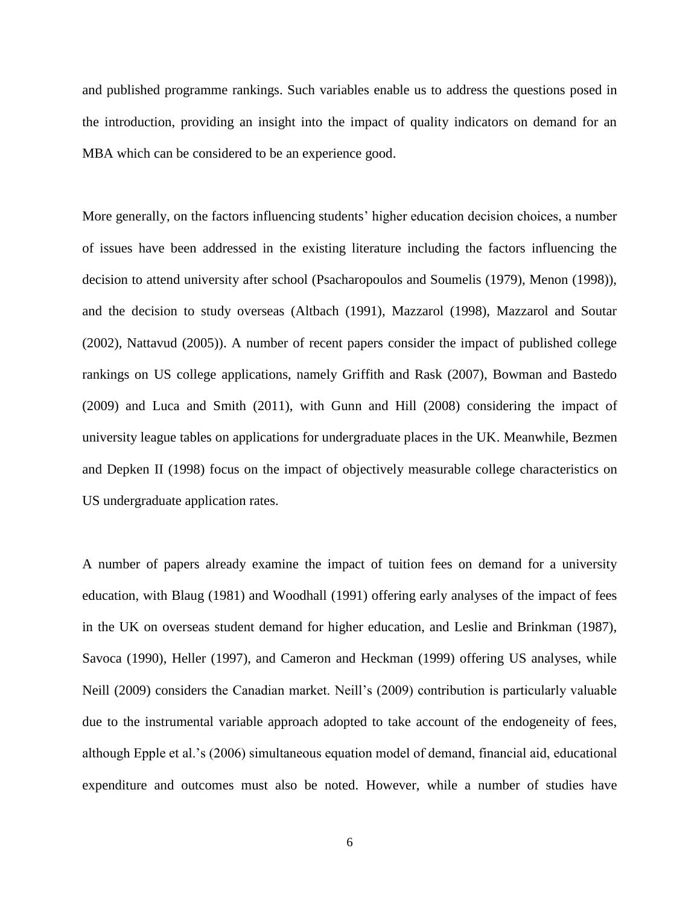and published programme rankings. Such variables enable us to address the questions posed in the introduction, providing an insight into the impact of quality indicators on demand for an MBA which can be considered to be an experience good.

More generally, on the factors influencing students' higher education decision choices, a number of issues have been addressed in the existing literature including the factors influencing the decision to attend university after school (Psacharopoulos and Soumelis (1979), Menon (1998)), and the decision to study overseas (Altbach (1991), Mazzarol (1998), Mazzarol and Soutar (2002), Nattavud (2005)). A number of recent papers consider the impact of published college rankings on US college applications, namely Griffith and Rask (2007), Bowman and Bastedo (2009) and Luca and Smith (2011), with Gunn and Hill (2008) considering the impact of university league tables on applications for undergraduate places in the UK. Meanwhile, Bezmen and Depken II (1998) focus on the impact of objectively measurable college characteristics on US undergraduate application rates.

A number of papers already examine the impact of tuition fees on demand for a university education, with Blaug (1981) and Woodhall (1991) offering early analyses of the impact of fees in the UK on overseas student demand for higher education, and Leslie and Brinkman (1987), Savoca (1990), Heller (1997), and Cameron and Heckman (1999) offering US analyses, while Neill (2009) considers the Canadian market. Neill's (2009) contribution is particularly valuable due to the instrumental variable approach adopted to take account of the endogeneity of fees, although Epple et al.'s (2006) simultaneous equation model of demand, financial aid, educational expenditure and outcomes must also be noted. However, while a number of studies have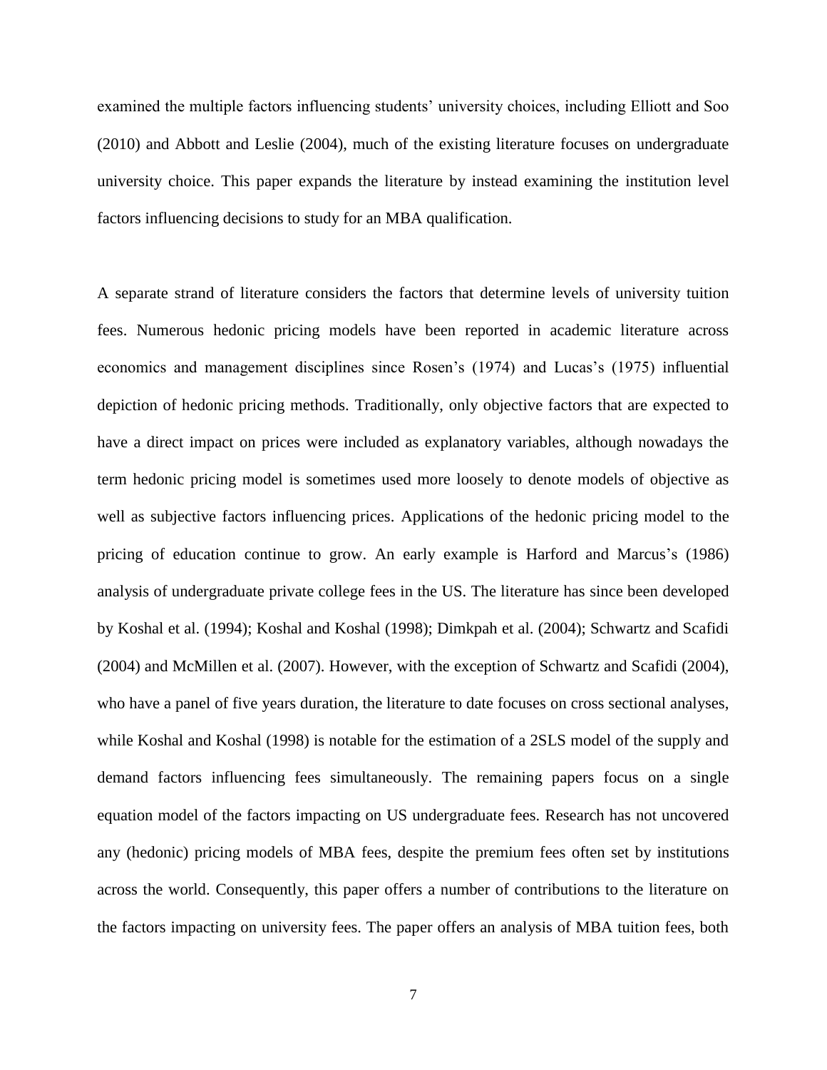examined the multiple factors influencing students' university choices, including Elliott and Soo (2010) and Abbott and Leslie (2004), much of the existing literature focuses on undergraduate university choice. This paper expands the literature by instead examining the institution level factors influencing decisions to study for an MBA qualification.

A separate strand of literature considers the factors that determine levels of university tuition fees. Numerous hedonic pricing models have been reported in academic literature across economics and management disciplines since Rosen's (1974) and Lucas's (1975) influential depiction of hedonic pricing methods. Traditionally, only objective factors that are expected to have a direct impact on prices were included as explanatory variables, although nowadays the term hedonic pricing model is sometimes used more loosely to denote models of objective as well as subjective factors influencing prices. Applications of the hedonic pricing model to the pricing of education continue to grow. An early example is Harford and Marcus's (1986) analysis of undergraduate private college fees in the US. The literature has since been developed by Koshal et al. (1994); Koshal and Koshal (1998); Dimkpah et al. (2004); Schwartz and Scafidi (2004) and McMillen et al. (2007). However, with the exception of Schwartz and Scafidi (2004), who have a panel of five years duration, the literature to date focuses on cross sectional analyses, while Koshal and Koshal (1998) is notable for the estimation of a 2SLS model of the supply and demand factors influencing fees simultaneously. The remaining papers focus on a single equation model of the factors impacting on US undergraduate fees. Research has not uncovered any (hedonic) pricing models of MBA fees, despite the premium fees often set by institutions across the world. Consequently, this paper offers a number of contributions to the literature on the factors impacting on university fees. The paper offers an analysis of MBA tuition fees, both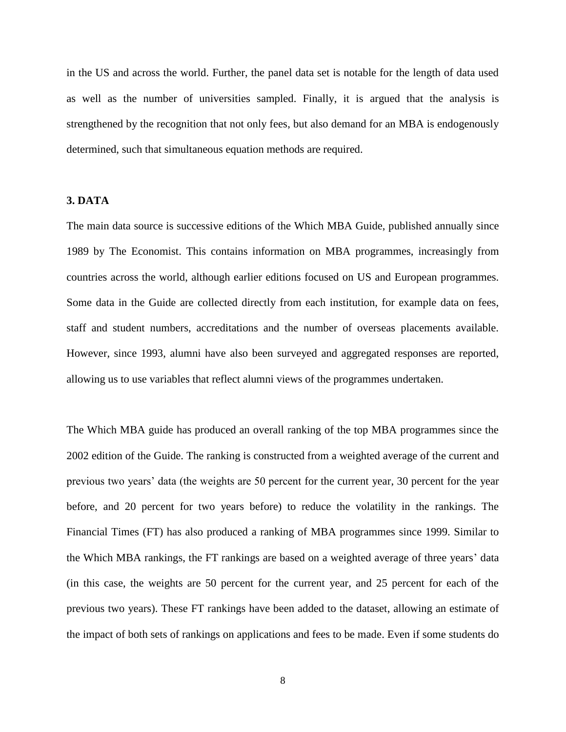in the US and across the world. Further, the panel data set is notable for the length of data used as well as the number of universities sampled. Finally, it is argued that the analysis is strengthened by the recognition that not only fees, but also demand for an MBA is endogenously determined, such that simultaneous equation methods are required.

### 3. DATA

The main data source is successive editions of the Which MBA Guide, published annually since 1989 by The Economist. This contains information on MBA programmes, increasingly from countries across the world, although earlier editions focused on US and European programmes. Some data in the Guide are collected directly from each institution, for example data on fees, staff and student numbers, accreditations and the number of overseas placements available. However, since 1993, alumni have also been surveyed and aggregated responses are reported, allowing us to use variables that reflect alumni views of the programmes undertaken.

The Which MBA guide has produced an overall ranking of the top MBA programmes since the 2002 edition of the Guide. The ranking is constructed from a weighted average of the current and previous two years' data (the weights are 50 percent for the current year, 30 percent for the year before, and 20 percent for two years before) to reduce the volatility in the rankings. The Financial Times (FT) has also produced a ranking of MBA programmes since 1999. Similar to the Which MBA rankings, the FT rankings are based on a weighted average of three years' data (in this case, the weights are 50 percent for the current year, and 25 percent for each of the previous two years). These FT rankings have been added to the dataset, allowing an estimate of the impact of both sets of rankings on applications and fees to be made. Even if some students do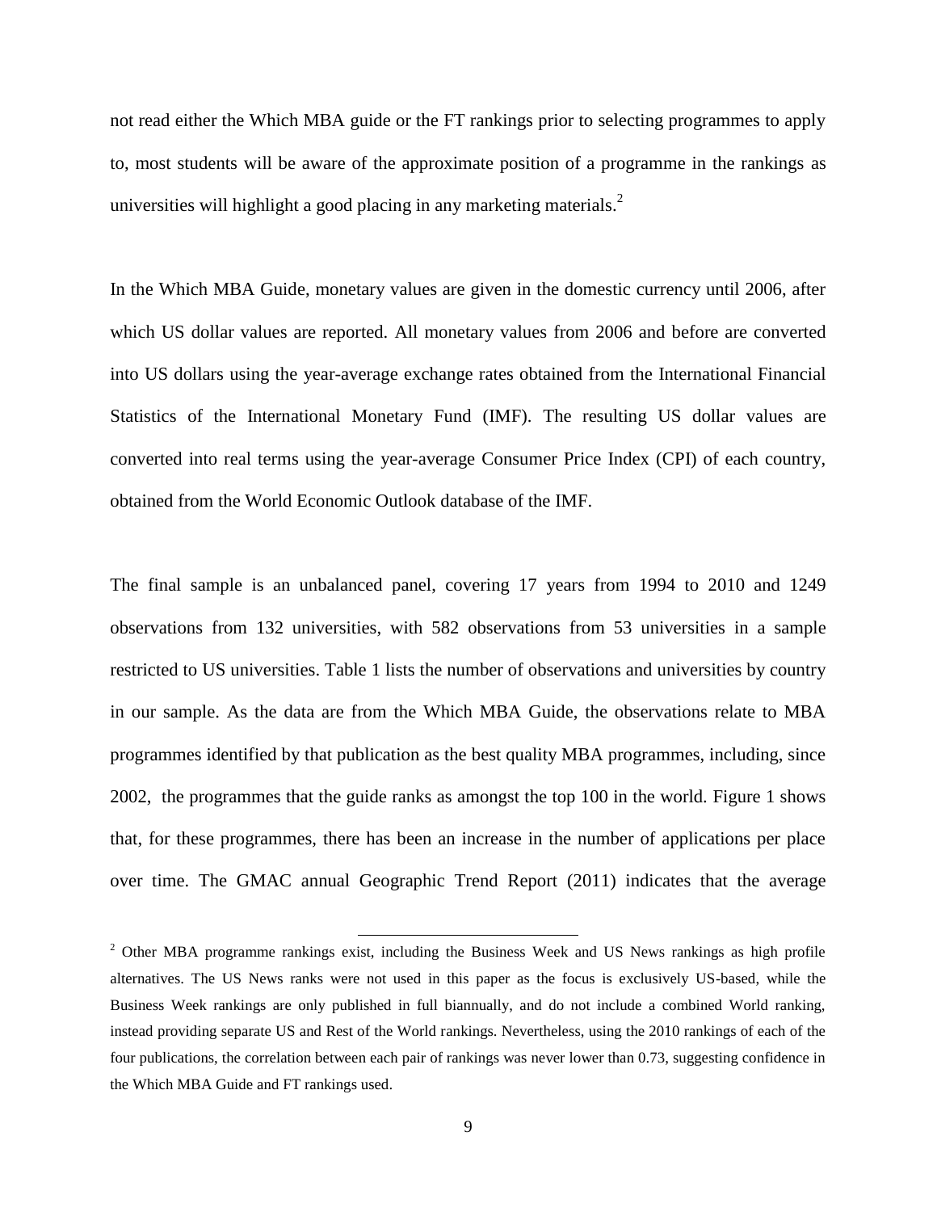not read either the Which MBA guide or the FT rankings prior to selecting programmes to apply to, most students will be aware of the approximate position of a programme in the rankings as universities will highlight a good placing in any marketing materials.[2]

In the Which MBA Guide, monetary values are given in the domestic currency until 2006, after which US dollar values are reported. All monetary values from 2006 and before are converted into US dollars using the year-average exchange rates obtained from the International Financial Statistics of the International Monetary Fund (IMF). The resulting US dollar values are converted into real terms using the year-average Consumer Price Index (CPI) of each country, obtained from the World Economic Outlook database of the IMF.

The final sample is an unbalanced panel, covering 17 years from 1994 to 2010 and 1249 observations from 132 universities, with 582 observations from 53 universities in a sample restricted to US universities. Table 1 lists the number of observations and universities by country in our sample. As the data are from the Which MBA Guide, the observations relate to MBA programmes identified by that publication as the best quality MBA programmes, including, since 2002, the programmes that the guide ranks as amongst the top 100 in the world. Figure 1 shows that, for these programmes, there has been an increase in the number of applications per place over time. The GMAC annual Geographic Trend Report (2011) indicates that the average

[2] Other MBA programme rankings exist, including the Business Week and US News rankings as high profile alternatives. The US News ranks were not used in this paper as the focus is exclusively US-based, while the Business Week rankings are only published in full biannually, and do not include a combined World ranking, instead providing separate US and Rest of the World rankings. Nevertheless, using the 2010 rankings of each of the four publications, the correlation between each pair of rankings was never lower than 0.73, suggesting confidence in the Which MBA Guide and FT rankings used.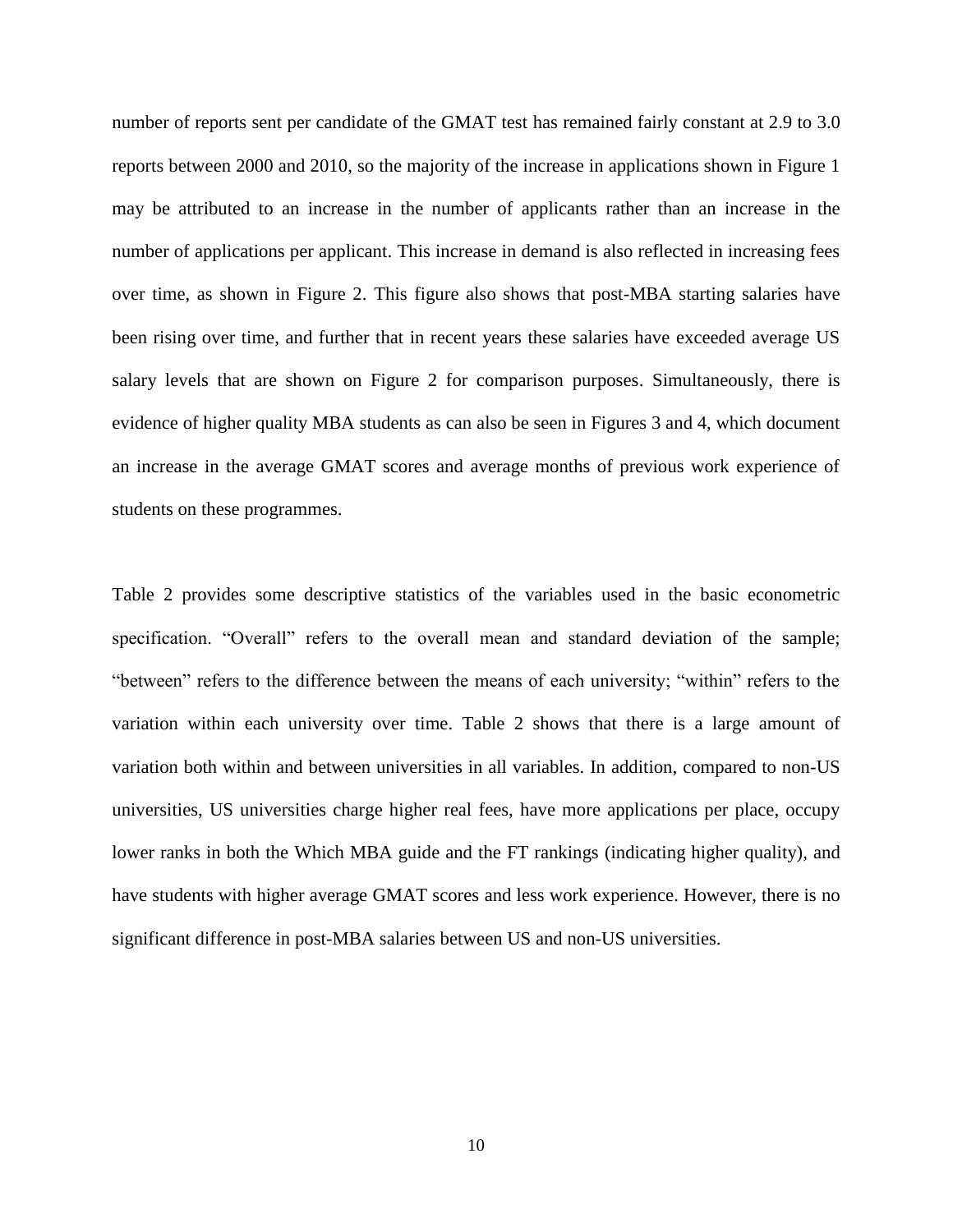number of reports sent per candidate of the GMAT test has remained fairly constant at 2.9 to 3.0 reports between 2000 and 2010, so the majority of the increase in applications shown in Figure 1 may be attributed to an increase in the number of applicants rather than an increase in the number of applications per applicant. This increase in demand is also reflected in increasing fees over time, as shown in Figure 2. This figure also shows that post-MBA starting salaries have been rising over time, and further that in recent years these salaries have exceeded average US salary levels that are shown on Figure 2 for comparison purposes. Simultaneously, there is evidence of higher quality MBA students as can also be seen in Figures 3 and 4, which document an increase in the average GMAT scores and average months of previous work experience of students on these programmes.

Table 2 provides some descriptive statistics of the variables used in the basic econometric specification. "Overall" refers to the overall mean and standard deviation of the sample; "between" refers to the difference between the means of each university; "within" refers to the variation within each university over time. Table 2 shows that there is a large amount of variation both within and between universities in all variables. In addition, compared to non-US universities, US universities charge higher real fees, have more applications per place, occupy lower ranks in both the Which MBA guide and the FT rankings (indicating higher quality), and have students with higher average GMAT scores and less work experience. However, there is no significant difference in post-MBA salaries between US and non-US universities.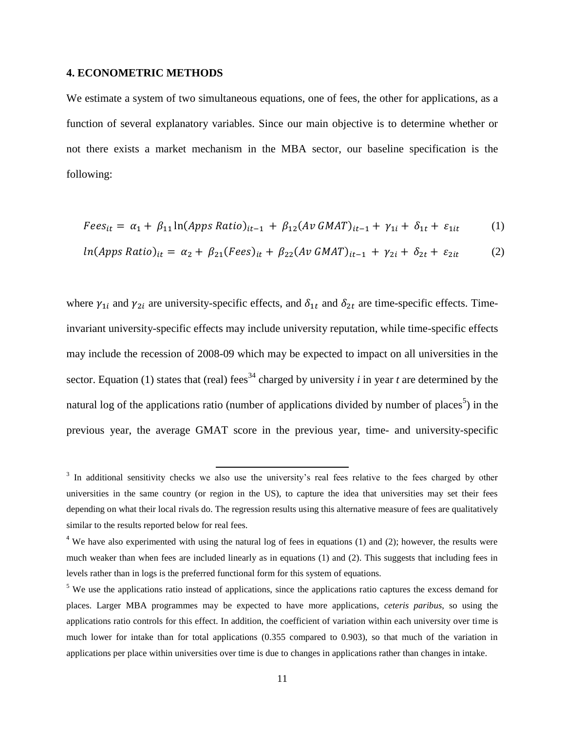## 4. ECONOMETRIC METHODS

We estimate a system of two simultaneous equations, one of fees, the other for applications, as a function of several explanatory variables. Since our main objective is to determine whether or not there exists a market mechanism in the MBA sector, our baseline specification is the following:

$$Fees_{it} = \alpha_1 + \beta_{11}\ln(Apps\ Ratio)_{it-1} + \beta_{12}(Av\ GMAT)_{it-1} + \gamma_{1i} + \delta_{1t} + \varepsilon_{1it} \qquad (1)$$

$$ln(Apps\ Ratio)_{it} = \alpha_2 + \beta_{21}(Fees)_{it} + \beta_{22}(Av\ GMAT)_{it-1} + \gamma_{2i} + \delta_{2t} + \varepsilon_{2it} \qquad (2)$$

where $\gamma_{1i}$ and $\gamma_{2i}$ are university-specific effects, and $\delta_{1t}$ and $\delta_{2t}$ are time-specific effects. Time-invariant university-specific effects may include university reputation, while time-specific effects may include the recession of 2008-09 which may be expected to impact on all universities in the sector. Equation (1) states that (real) fees[34] charged by university *i* in year *t* are determined by the natural log of the applications ratio (number of applications divided by number of places[5]) in the previous year, the average GMAT score in the previous year, time- and university-specific

---

[3] In additional sensitivity checks we also use the university's real fees relative to the fees charged by other universities in the same country (or region in the US), to capture the idea that universities may set their fees depending on what their local rivals do. The regression results using this alternative measure of fees are qualitatively similar to the results reported below for real fees.

[4] We have also experimented with using the natural log of fees in equations (1) and (2); however, the results were much weaker than when fees are included linearly as in equations (1) and (2). This suggests that including fees in levels rather than in logs is the preferred functional form for this system of equations.

[5] We use the applications ratio instead of applications, since the applications ratio captures the excess demand for places. Larger MBA programmes may be expected to have more applications, *ceteris paribus*, so using the applications ratio controls for this effect. In addition, the coefficient of variation within each university over time is much lower for intake than for total applications (0.355 compared to 0.903), so that much of the variation in applications per place within universities over time is due to changes in applications rather than changes in intake.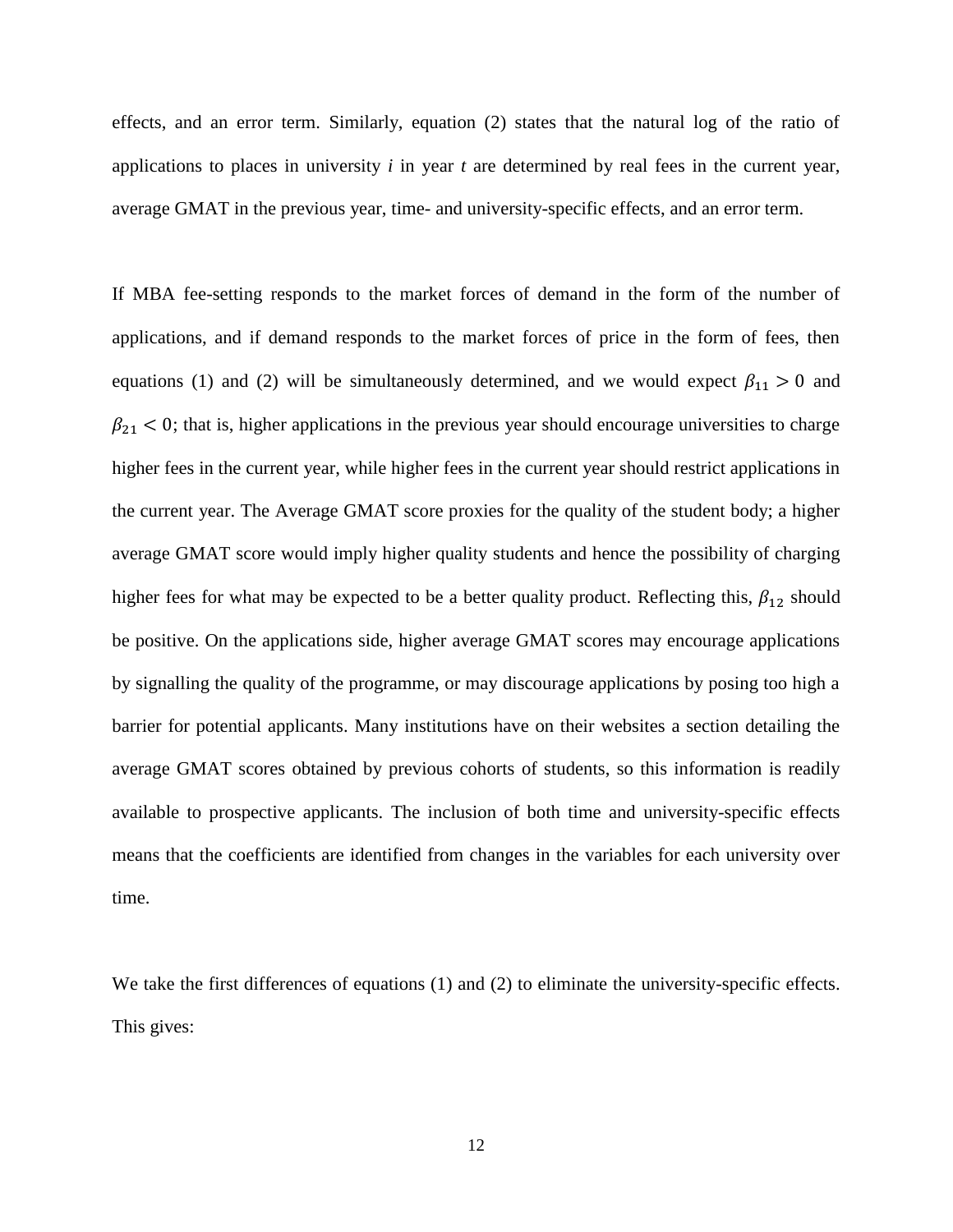effects, and an error term. Similarly, equation (2) states that the natural log of the ratio of applications to places in university *i* in year *t* are determined by real fees in the current year, average GMAT in the previous year, time- and university-specific effects, and an error term.

If MBA fee-setting responds to the market forces of demand in the form of the number of applications, and if demand responds to the market forces of price in the form of fees, then equations (1) and (2) will be simultaneously determined, and we would expect $\beta_{11} > 0$ and $\beta_{21} < 0$; that is, higher applications in the previous year should encourage universities to charge higher fees in the current year, while higher fees in the current year should restrict applications in the current year. The Average GMAT score proxies for the quality of the student body; a higher average GMAT score would imply higher quality students and hence the possibility of charging higher fees for what may be expected to be a better quality product. Reflecting this, $\beta_{12}$ should be positive. On the applications side, higher average GMAT scores may encourage applications by signalling the quality of the programme, or may discourage applications by posing too high a barrier for potential applicants. Many institutions have on their websites a section detailing the average GMAT scores obtained by previous cohorts of students, so this information is readily available to prospective applicants. The inclusion of both time and university-specific effects means that the coefficients are identified from changes in the variables for each university over time.

We take the first differences of equations (1) and (2) to eliminate the university-specific effects. This gives: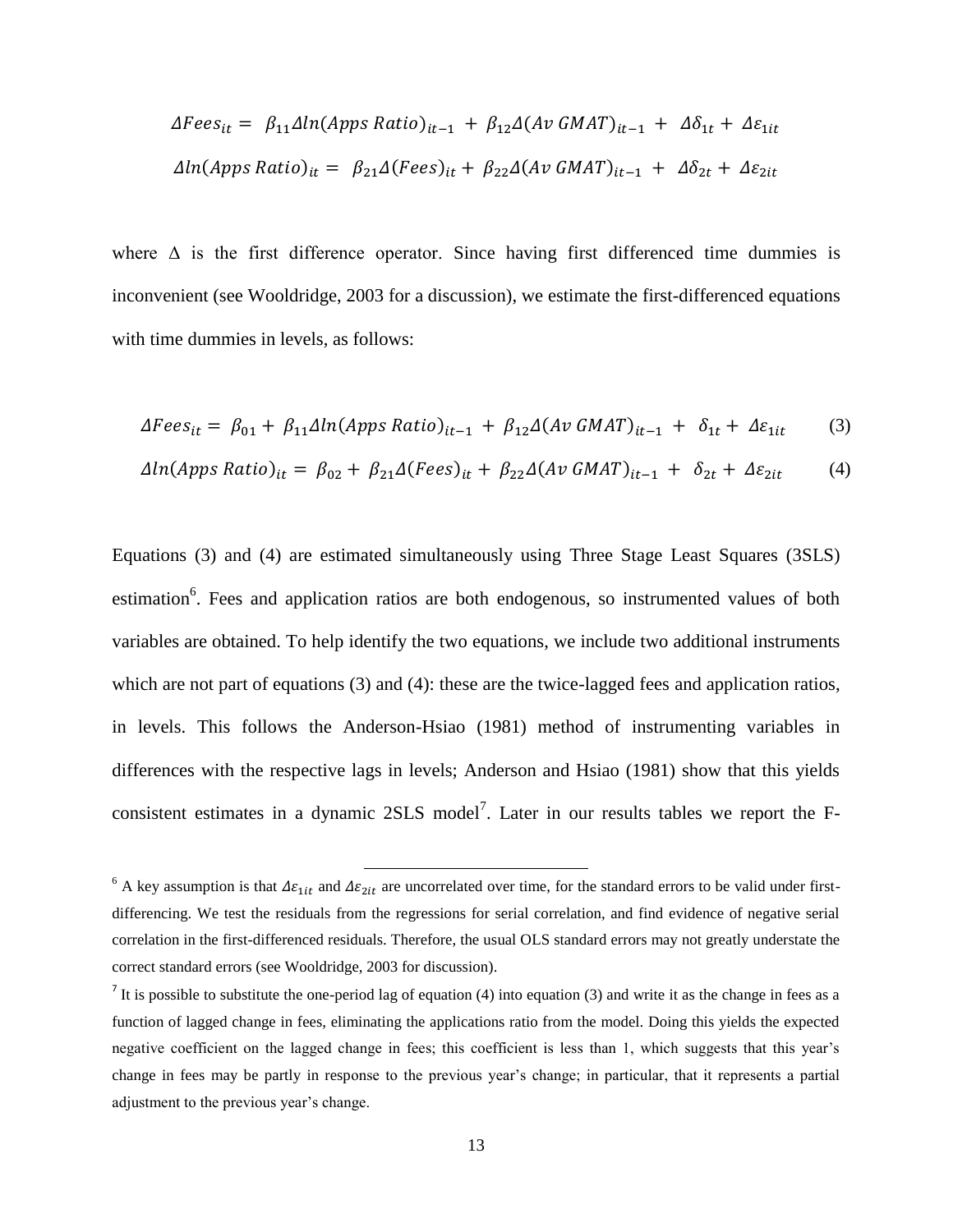$$\Delta Fees_{it} = \beta_{11} \Delta ln(Apps\ Ratio)_{it-1} + \beta_{12} \Delta (Av\ GMAT)_{it-1} + \Delta \delta_{1t} + \Delta \varepsilon_{1it}$$

$$\Delta ln(Apps\ Ratio)_{it} = \beta_{21} \Delta (Fees)_{it} + \beta_{22} \Delta (Av\ GMAT)_{it-1} + \Delta \delta_{2t} + \Delta \varepsilon_{2it}$$

where $\Delta$ is the first difference operator. Since having first differenced time dummies is inconvenient (see Wooldridge, 2003 for a discussion), we estimate the first-differenced equations with time dummies in levels, as follows:

$$\Delta Fees_{it} = \beta_{01} + \beta_{11} \Delta ln(Apps\ Ratio)_{it-1} + \beta_{12} \Delta (Av\ GMAT)_{it-1} + \delta_{1t} + \Delta \varepsilon_{1it} \qquad (3)$$

$$\Delta ln(Apps\ Ratio)_{it} = \beta_{02} + \beta_{21} \Delta (Fees)_{it} + \beta_{22} \Delta (Av\ GMAT)_{it-1} + \delta_{2t} + \Delta \varepsilon_{2it} \qquad (4)$$

Equations (3) and (4) are estimated simultaneously using Three Stage Least Squares (3SLS) estimation[6]. Fees and application ratios are both endogenous, so instrumented values of both variables are obtained. To help identify the two equations, we include two additional instruments which are not part of equations (3) and (4): these are the twice-lagged fees and application ratios, in levels. This follows the Anderson-Hsiao (1981) method of instrumenting variables in differences with the respective lags in levels; Anderson and Hsiao (1981) show that this yields consistent estimates in a dynamic 2SLS model[7]. Later in our results tables we report the F-

---

[6] A key assumption is that $\Delta \varepsilon_{1it}$ and $\Delta \varepsilon_{2it}$ are uncorrelated over time, for the standard errors to be valid under first-differencing. We test the residuals from the regressions for serial correlation, and find evidence of negative serial correlation in the first-differenced residuals. Therefore, the usual OLS standard errors may not greatly understate the correct standard errors (see Wooldridge, 2003 for discussion).

[7] It is possible to substitute the one-period lag of equation (4) into equation (3) and write it as the change in fees as a function of lagged change in fees, eliminating the applications ratio from the model. Doing this yields the expected negative coefficient on the lagged change in fees; this coefficient is less than 1, which suggests that this year's change in fees may be partly in response to the previous year's change; in particular, that it represents a partial adjustment to the previous year's change.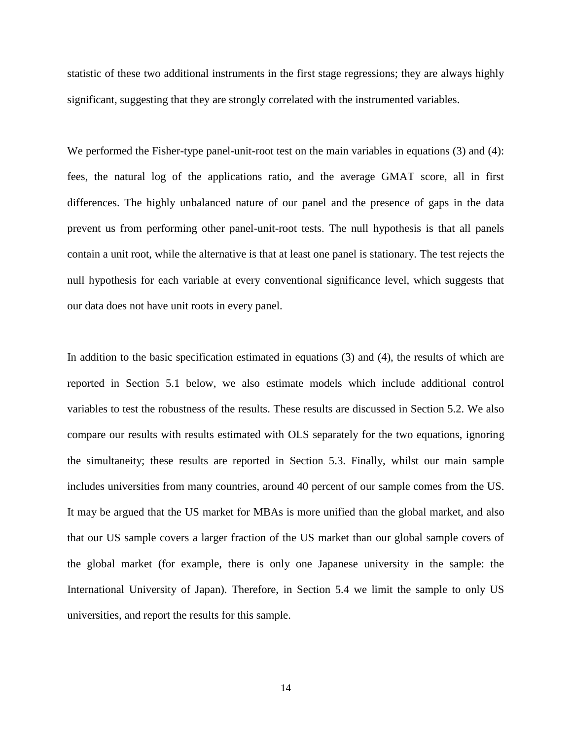statistic of these two additional instruments in the first stage regressions; they are always highly significant, suggesting that they are strongly correlated with the instrumented variables.

We performed the Fisher-type panel-unit-root test on the main variables in equations (3) and (4): fees, the natural log of the applications ratio, and the average GMAT score, all in first differences. The highly unbalanced nature of our panel and the presence of gaps in the data prevent us from performing other panel-unit-root tests. The null hypothesis is that all panels contain a unit root, while the alternative is that at least one panel is stationary. The test rejects the null hypothesis for each variable at every conventional significance level, which suggests that our data does not have unit roots in every panel.

In addition to the basic specification estimated in equations (3) and (4), the results of which are reported in Section 5.1 below, we also estimate models which include additional control variables to test the robustness of the results. These results are discussed in Section 5.2. We also compare our results with results estimated with OLS separately for the two equations, ignoring the simultaneity; these results are reported in Section 5.3. Finally, whilst our main sample includes universities from many countries, around 40 percent of our sample comes from the US. It may be argued that the US market for MBAs is more unified than the global market, and also that our US sample covers a larger fraction of the US market than our global sample covers of the global market (for example, there is only one Japanese university in the sample: the International University of Japan). Therefore, in Section 5.4 we limit the sample to only US universities, and report the results for this sample.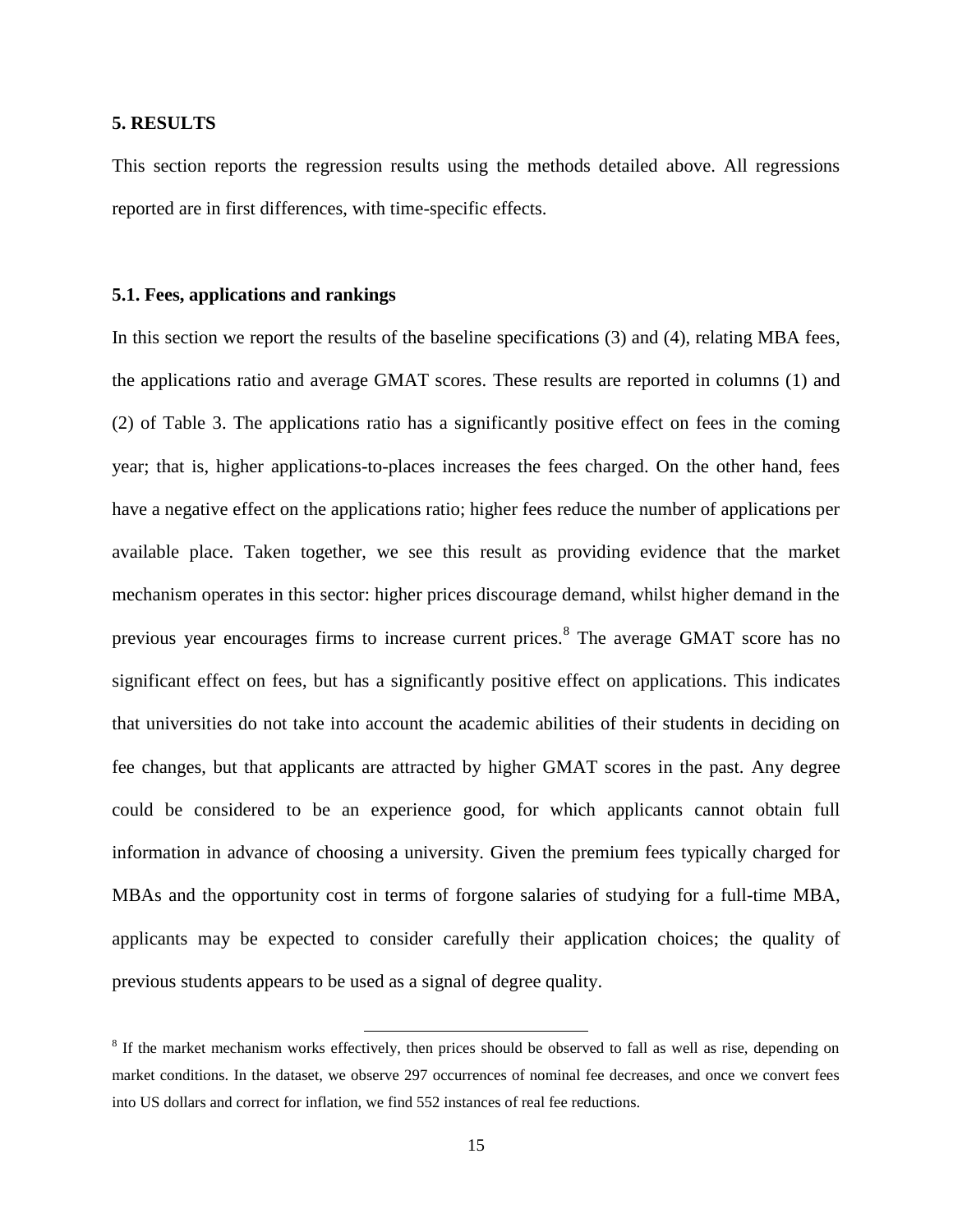## 5. RESULTS

This section reports the regression results using the methods detailed above. All regressions reported are in first differences, with time-specific effects.

### 5.1. Fees, applications and rankings

In this section we report the results of the baseline specifications (3) and (4), relating MBA fees, the applications ratio and average GMAT scores. These results are reported in columns (1) and (2) of Table 3. The applications ratio has a significantly positive effect on fees in the coming year; that is, higher applications-to-places increases the fees charged. On the other hand, fees have a negative effect on the applications ratio; higher fees reduce the number of applications per available place. Taken together, we see this result as providing evidence that the market mechanism operates in this sector: higher prices discourage demand, whilst higher demand in the previous year encourages firms to increase current prices.[8] The average GMAT score has no significant effect on fees, but has a significantly positive effect on applications. This indicates that universities do not take into account the academic abilities of their students in deciding on fee changes, but that applicants are attracted by higher GMAT scores in the past. Any degree could be considered to be an experience good, for which applicants cannot obtain full information in advance of choosing a university. Given the premium fees typically charged for MBAs and the opportunity cost in terms of forgone salaries of studying for a full-time MBA, applicants may be expected to consider carefully their application choices; the quality of previous students appears to be used as a signal of degree quality.

[8] If the market mechanism works effectively, then prices should be observed to fall as well as rise, depending on market conditions. In the dataset, we observe 297 occurrences of nominal fee decreases, and once we convert fees into US dollars and correct for inflation, we find 552 instances of real fee reductions.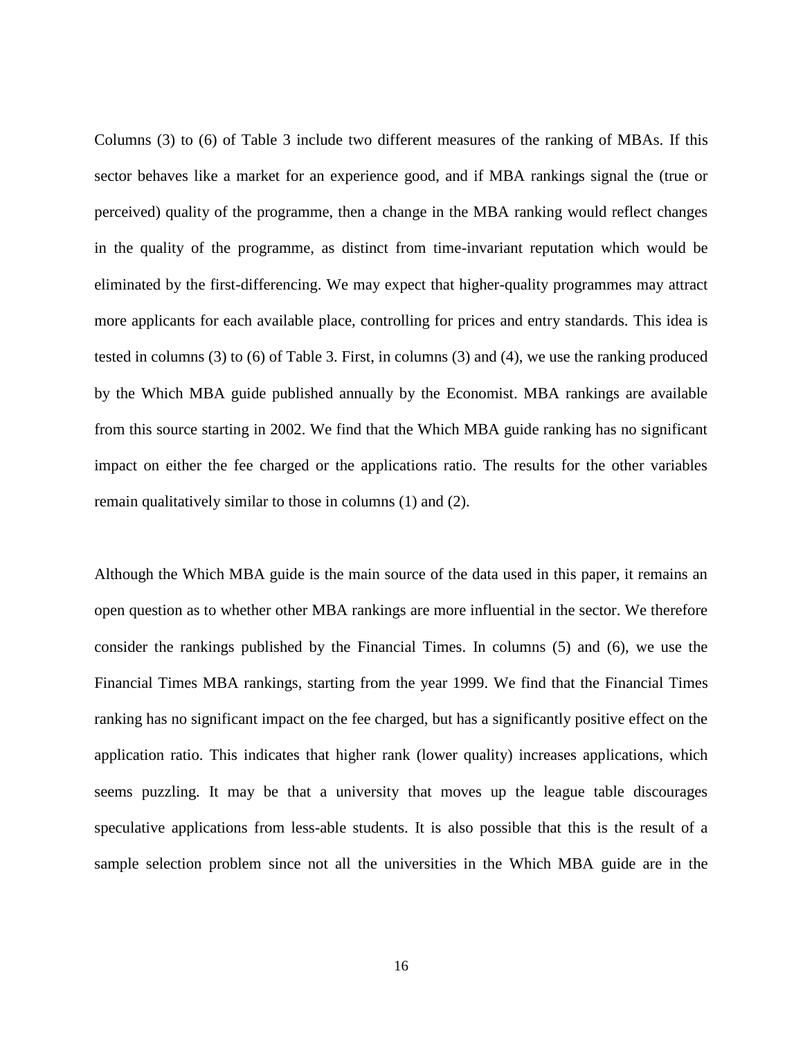Columns (3) to (6) of Table 3 include two different measures of the ranking of MBAs. If this sector behaves like a market for an experience good, and if MBA rankings signal the (true or perceived) quality of the programme, then a change in the MBA ranking would reflect changes in the quality of the programme, as distinct from time-invariant reputation which would be eliminated by the first-differencing. We may expect that higher-quality programmes may attract more applicants for each available place, controlling for prices and entry standards. This idea is tested in columns (3) to (6) of Table 3. First, in columns (3) and (4), we use the ranking produced by the Which MBA guide published annually by the Economist. MBA rankings are available from this source starting in 2002. We find that the Which MBA guide ranking has no significant impact on either the fee charged or the applications ratio. The results for the other variables remain qualitatively similar to those in columns (1) and (2).

Although the Which MBA guide is the main source of the data used in this paper, it remains an open question as to whether other MBA rankings are more influential in the sector. We therefore consider the rankings published by the Financial Times. In columns (5) and (6), we use the Financial Times MBA rankings, starting from the year 1999. We find that the Financial Times ranking has no significant impact on the fee charged, but has a significantly positive effect on the application ratio. This indicates that higher rank (lower quality) increases applications, which seems puzzling. It may be that a university that moves up the league table discourages speculative applications from less-able students. It is also possible that this is the result of a sample selection problem since not all the universities in the Which MBA guide are in the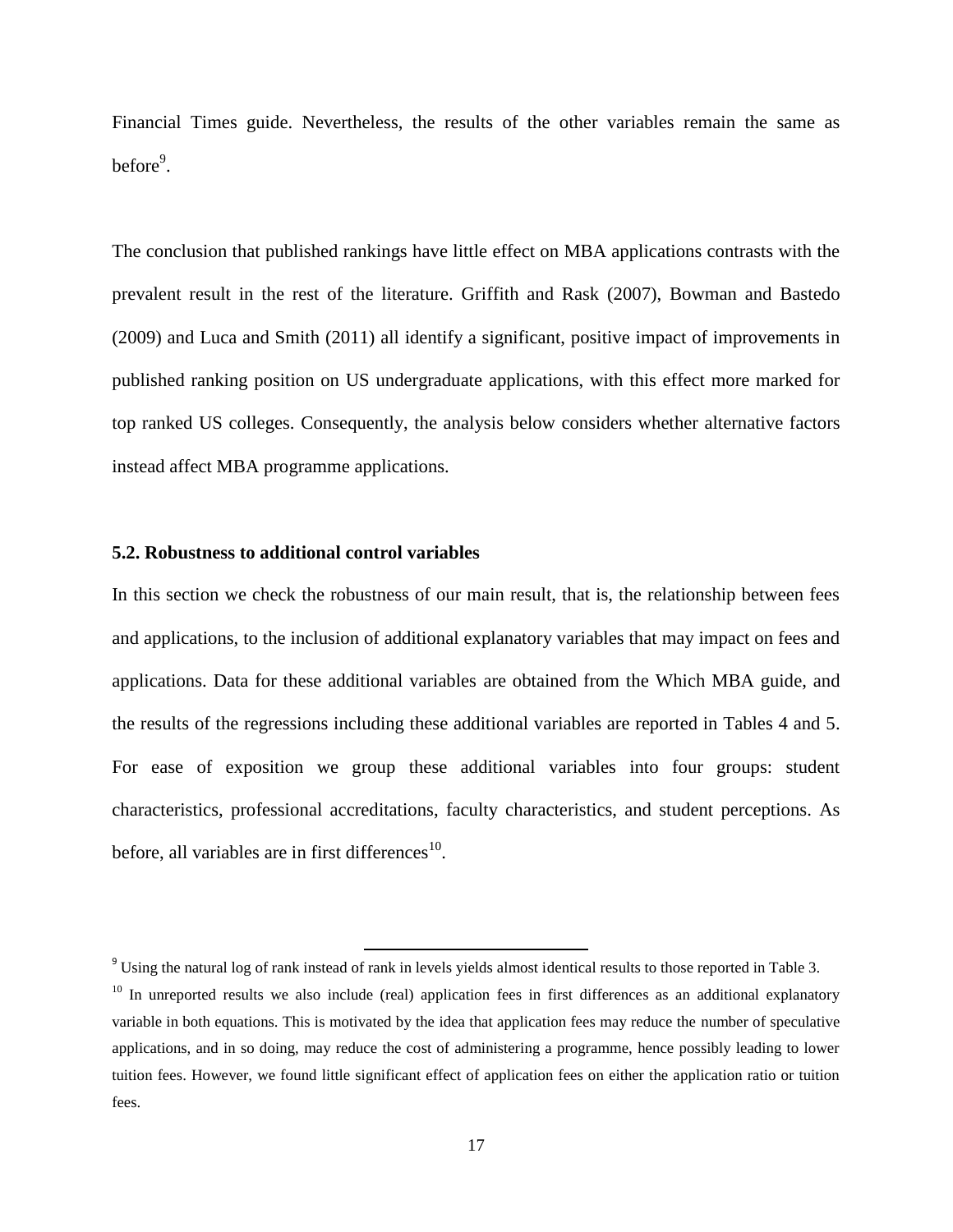Financial Times guide. Nevertheless, the results of the other variables remain the same as before[9].

The conclusion that published rankings have little effect on MBA applications contrasts with the prevalent result in the rest of the literature. Griffith and Rask (2007), Bowman and Bastedo (2009) and Luca and Smith (2011) all identify a significant, positive impact of improvements in published ranking position on US undergraduate applications, with this effect more marked for top ranked US colleges. Consequently, the analysis below considers whether alternative factors instead affect MBA programme applications.

### 5.2. Robustness to additional control variables

In this section we check the robustness of our main result, that is, the relationship between fees and applications, to the inclusion of additional explanatory variables that may impact on fees and applications. Data for these additional variables are obtained from the Which MBA guide, and the results of the regressions including these additional variables are reported in Tables 4 and 5. For ease of exposition we group these additional variables into four groups: student characteristics, professional accreditations, faculty characteristics, and student perceptions. As before, all variables are in first differences[10].

---

[9] Using the natural log of rank instead of rank in levels yields almost identical results to those reported in Table 3.

[10] In unreported results we also include (real) application fees in first differences as an additional explanatory variable in both equations. This is motivated by the idea that application fees may reduce the number of speculative applications, and in so doing, may reduce the cost of administering a programme, hence possibly leading to lower tuition fees. However, we found little significant effect of application fees on either the application ratio or tuition fees.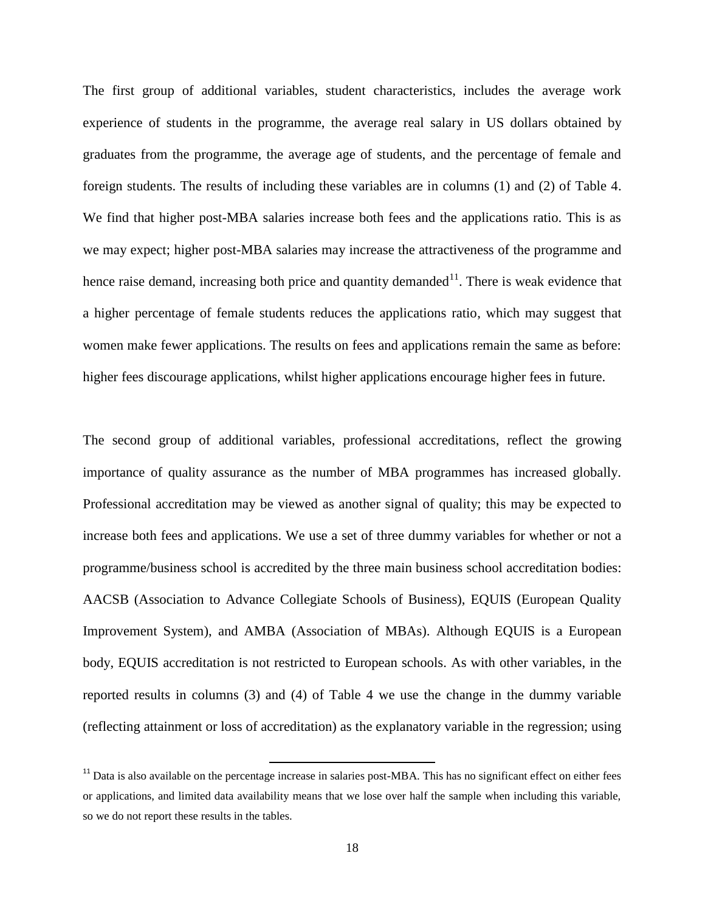The first group of additional variables, student characteristics, includes the average work experience of students in the programme, the average real salary in US dollars obtained by graduates from the programme, the average age of students, and the percentage of female and foreign students. The results of including these variables are in columns (1) and (2) of Table 4. We find that higher post-MBA salaries increase both fees and the applications ratio. This is as we may expect; higher post-MBA salaries may increase the attractiveness of the programme and hence raise demand, increasing both price and quantity demanded[11]. There is weak evidence that a higher percentage of female students reduces the applications ratio, which may suggest that women make fewer applications. The results on fees and applications remain the same as before: higher fees discourage applications, whilst higher applications encourage higher fees in future.

The second group of additional variables, professional accreditations, reflect the growing importance of quality assurance as the number of MBA programmes has increased globally. Professional accreditation may be viewed as another signal of quality; this may be expected to increase both fees and applications. We use a set of three dummy variables for whether or not a programme/business school is accredited by the three main business school accreditation bodies: AACSB (Association to Advance Collegiate Schools of Business), EQUIS (European Quality Improvement System), and AMBA (Association of MBAs). Although EQUIS is a European body, EQUIS accreditation is not restricted to European schools. As with other variables, in the reported results in columns (3) and (4) of Table 4 we use the change in the dummy variable (reflecting attainment or loss of accreditation) as the explanatory variable in the regression; using

[11] Data is also available on the percentage increase in salaries post-MBA. This has no significant effect on either fees or applications, and limited data availability means that we lose over half the sample when including this variable, so we do not report these results in the tables.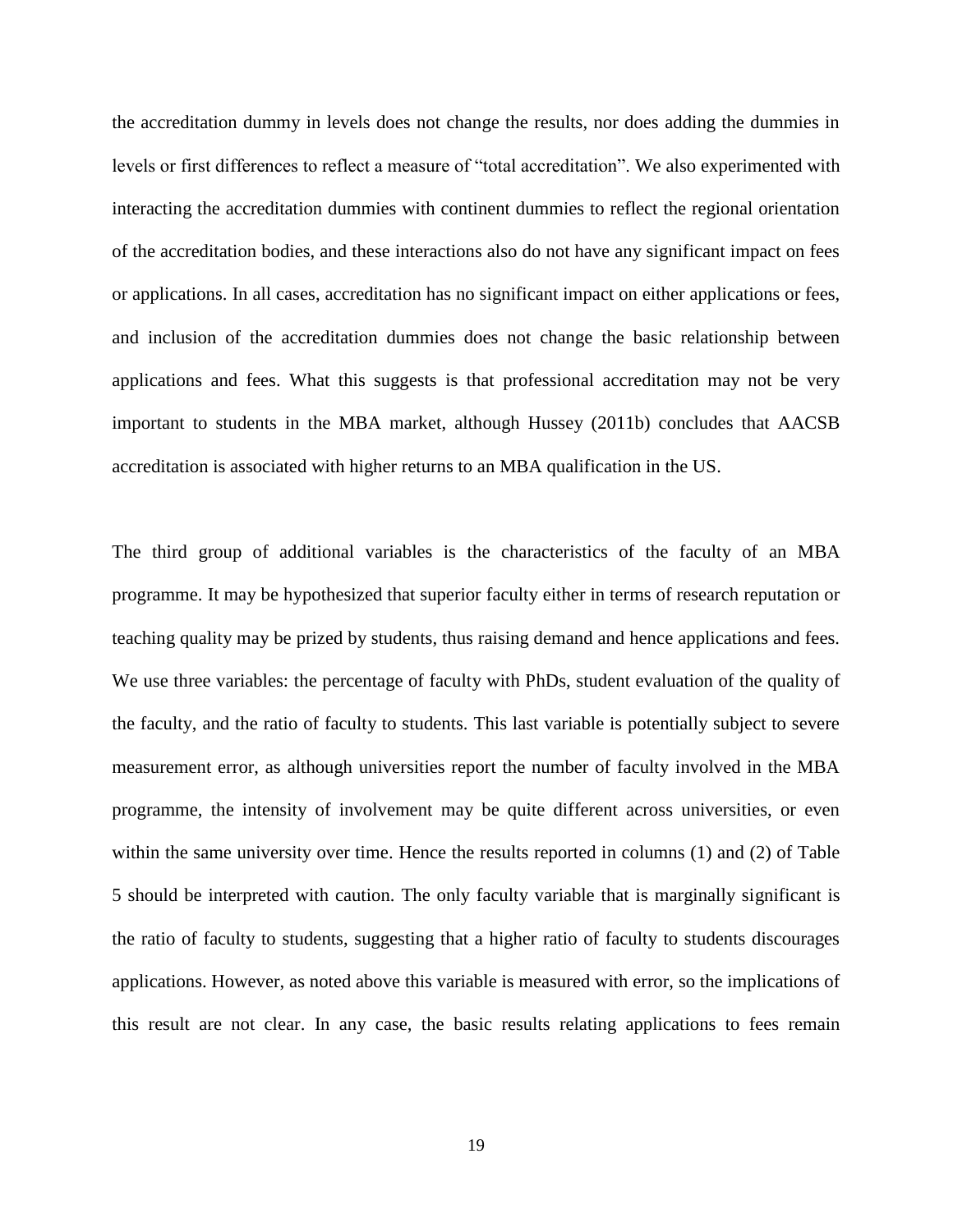the accreditation dummy in levels does not change the results, nor does adding the dummies in levels or first differences to reflect a measure of "total accreditation". We also experimented with interacting the accreditation dummies with continent dummies to reflect the regional orientation of the accreditation bodies, and these interactions also do not have any significant impact on fees or applications. In all cases, accreditation has no significant impact on either applications or fees, and inclusion of the accreditation dummies does not change the basic relationship between applications and fees. What this suggests is that professional accreditation may not be very important to students in the MBA market, although Hussey (2011b) concludes that AACSB accreditation is associated with higher returns to an MBA qualification in the US.

The third group of additional variables is the characteristics of the faculty of an MBA programme. It may be hypothesized that superior faculty either in terms of research reputation or teaching quality may be prized by students, thus raising demand and hence applications and fees. We use three variables: the percentage of faculty with PhDs, student evaluation of the quality of the faculty, and the ratio of faculty to students. This last variable is potentially subject to severe measurement error, as although universities report the number of faculty involved in the MBA programme, the intensity of involvement may be quite different across universities, or even within the same university over time. Hence the results reported in columns (1) and (2) of Table 5 should be interpreted with caution. The only faculty variable that is marginally significant is the ratio of faculty to students, suggesting that a higher ratio of faculty to students discourages applications. However, as noted above this variable is measured with error, so the implications of this result are not clear. In any case, the basic results relating applications to fees remain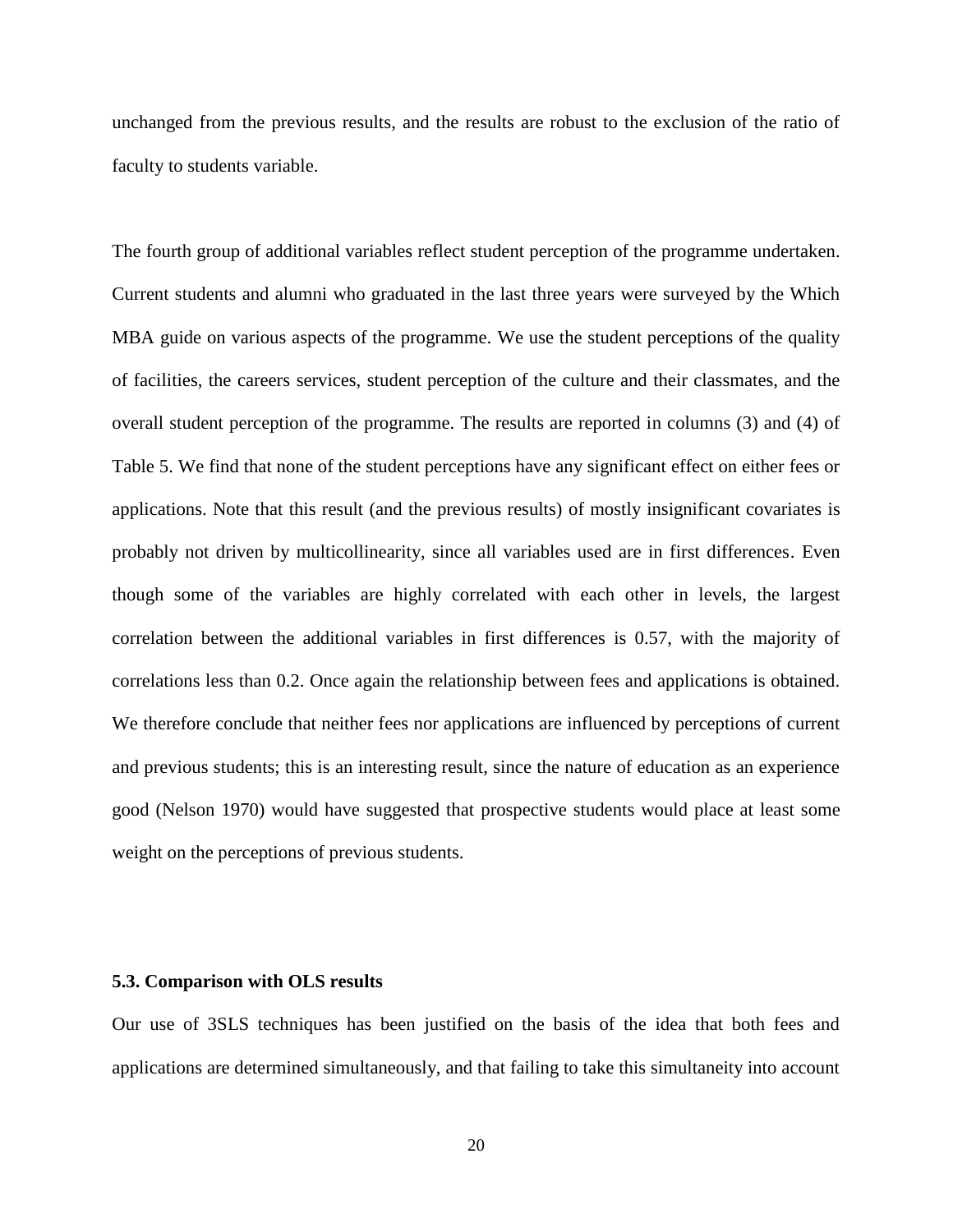unchanged from the previous results, and the results are robust to the exclusion of the ratio of faculty to students variable.

The fourth group of additional variables reflect student perception of the programme undertaken. Current students and alumni who graduated in the last three years were surveyed by the Which MBA guide on various aspects of the programme. We use the student perceptions of the quality of facilities, the careers services, student perception of the culture and their classmates, and the overall student perception of the programme. The results are reported in columns (3) and (4) of Table 5. We find that none of the student perceptions have any significant effect on either fees or applications. Note that this result (and the previous results) of mostly insignificant covariates is probably not driven by multicollinearity, since all variables used are in first differences. Even though some of the variables are highly correlated with each other in levels, the largest correlation between the additional variables in first differences is 0.57, with the majority of correlations less than 0.2. Once again the relationship between fees and applications is obtained. We therefore conclude that neither fees nor applications are influenced by perceptions of current and previous students; this is an interesting result, since the nature of education as an experience good (Nelson 1970) would have suggested that prospective students would place at least some weight on the perceptions of previous students.

### 5.3. Comparison with OLS results

Our use of 3SLS techniques has been justified on the basis of the idea that both fees and applications are determined simultaneously, and that failing to take this simultaneity into account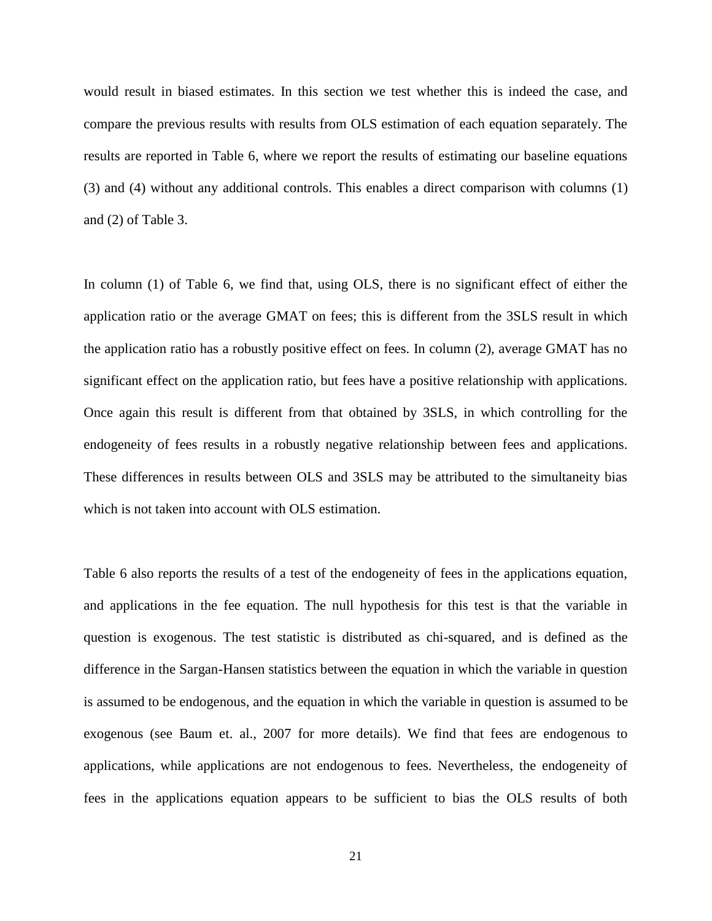would result in biased estimates. In this section we test whether this is indeed the case, and compare the previous results with results from OLS estimation of each equation separately. The results are reported in Table 6, where we report the results of estimating our baseline equations (3) and (4) without any additional controls. This enables a direct comparison with columns (1) and (2) of Table 3.

In column (1) of Table 6, we find that, using OLS, there is no significant effect of either the application ratio or the average GMAT on fees; this is different from the 3SLS result in which the application ratio has a robustly positive effect on fees. In column (2), average GMAT has no significant effect on the application ratio, but fees have a positive relationship with applications. Once again this result is different from that obtained by 3SLS, in which controlling for the endogeneity of fees results in a robustly negative relationship between fees and applications. These differences in results between OLS and 3SLS may be attributed to the simultaneity bias which is not taken into account with OLS estimation.

Table 6 also reports the results of a test of the endogeneity of fees in the applications equation, and applications in the fee equation. The null hypothesis for this test is that the variable in question is exogenous. The test statistic is distributed as chi-squared, and is defined as the difference in the Sargan-Hansen statistics between the equation in which the variable in question is assumed to be endogenous, and the equation in which the variable in question is assumed to be exogenous (see Baum et. al., 2007 for more details). We find that fees are endogenous to applications, while applications are not endogenous to fees. Nevertheless, the endogeneity of fees in the applications equation appears to be sufficient to bias the OLS results of both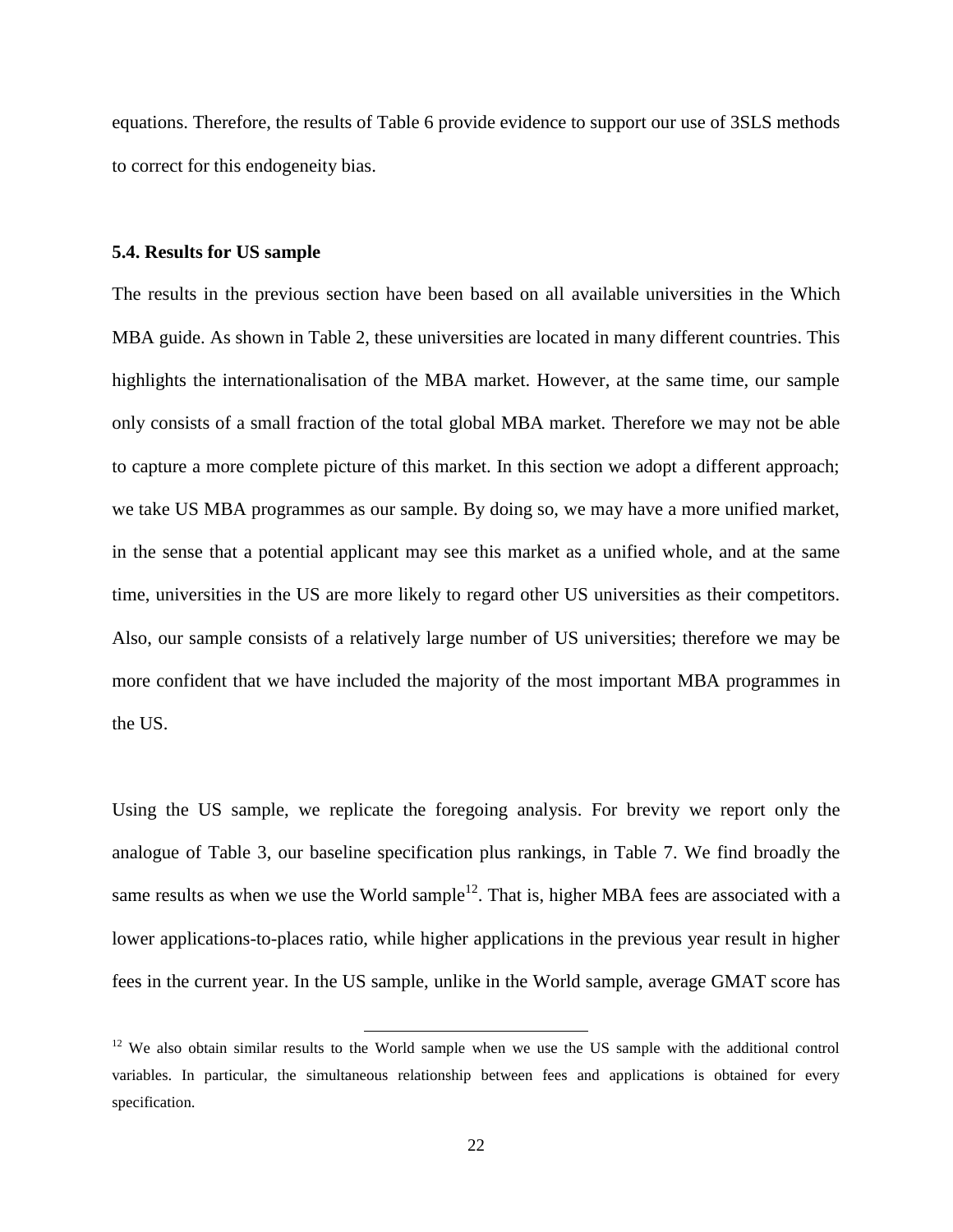equations. Therefore, the results of Table 6 provide evidence to support our use of 3SLS methods to correct for this endogeneity bias.

### 5.4. Results for US sample

The results in the previous section have been based on all available universities in the Which MBA guide. As shown in Table 2, these universities are located in many different countries. This highlights the internationalisation of the MBA market. However, at the same time, our sample only consists of a small fraction of the total global MBA market. Therefore we may not be able to capture a more complete picture of this market. In this section we adopt a different approach; we take US MBA programmes as our sample. By doing so, we may have a more unified market, in the sense that a potential applicant may see this market as a unified whole, and at the same time, universities in the US are more likely to regard other US universities as their competitors. Also, our sample consists of a relatively large number of US universities; therefore we may be more confident that we have included the majority of the most important MBA programmes in the US.

Using the US sample, we replicate the foregoing analysis. For brevity we report only the analogue of Table 3, our baseline specification plus rankings, in Table 7. We find broadly the same results as when we use the World sample[12]. That is, higher MBA fees are associated with a lower applications-to-places ratio, while higher applications in the previous year result in higher fees in the current year. In the US sample, unlike in the World sample, average GMAT score has

[12] We also obtain similar results to the World sample when we use the US sample with the additional control variables. In particular, the simultaneous relationship between fees and applications is obtained for every specification.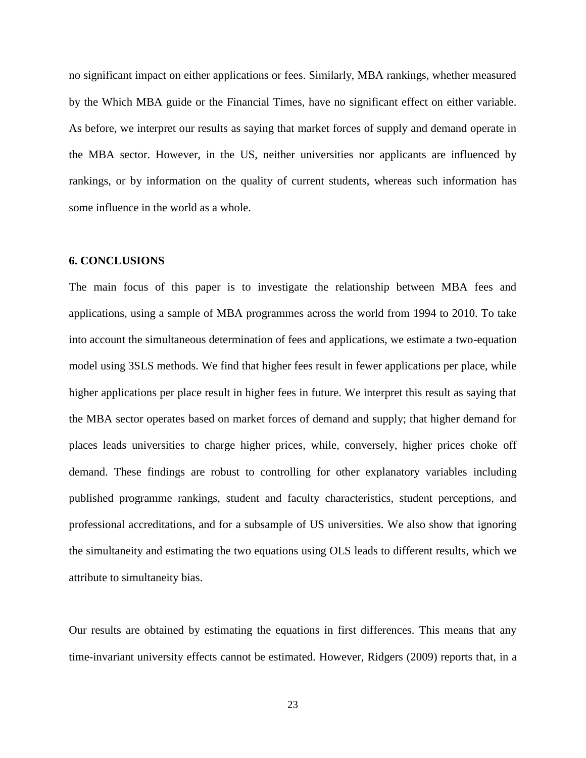no significant impact on either applications or fees. Similarly, MBA rankings, whether measured by the Which MBA guide or the Financial Times, have no significant effect on either variable. As before, we interpret our results as saying that market forces of supply and demand operate in the MBA sector. However, in the US, neither universities nor applicants are influenced by rankings, or by information on the quality of current students, whereas such information has some influence in the world as a whole.

## 6. CONCLUSIONS

The main focus of this paper is to investigate the relationship between MBA fees and applications, using a sample of MBA programmes across the world from 1994 to 2010. To take into account the simultaneous determination of fees and applications, we estimate a two-equation model using 3SLS methods. We find that higher fees result in fewer applications per place, while higher applications per place result in higher fees in future. We interpret this result as saying that the MBA sector operates based on market forces of demand and supply; that higher demand for places leads universities to charge higher prices, while, conversely, higher prices choke off demand. These findings are robust to controlling for other explanatory variables including published programme rankings, student and faculty characteristics, student perceptions, and professional accreditations, and for a subsample of US universities. We also show that ignoring the simultaneity and estimating the two equations using OLS leads to different results, which we attribute to simultaneity bias.

Our results are obtained by estimating the equations in first differences. This means that any time-invariant university effects cannot be estimated. However, Ridgers (2009) reports that, in a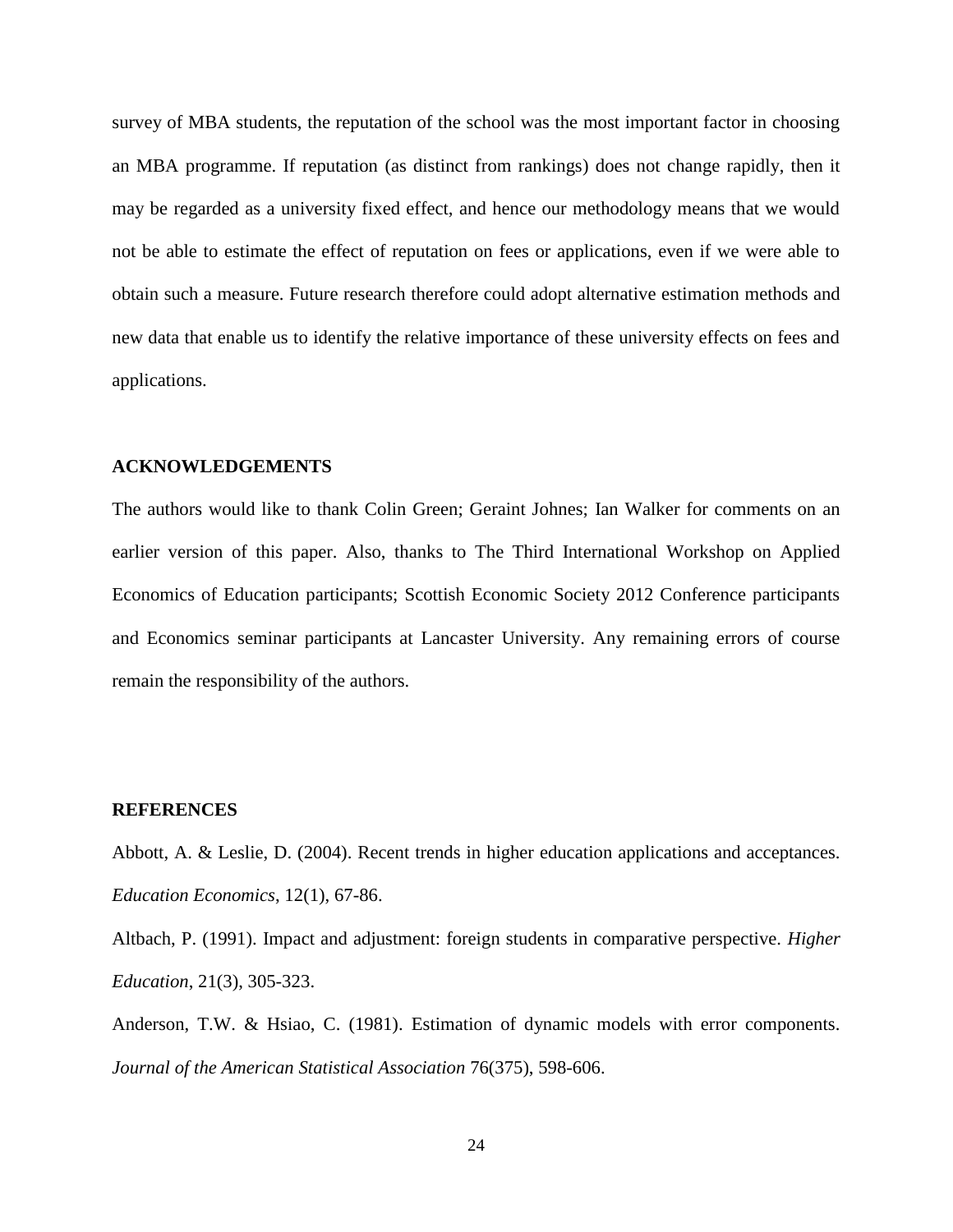survey of MBA students, the reputation of the school was the most important factor in choosing an MBA programme. If reputation (as distinct from rankings) does not change rapidly, then it may be regarded as a university fixed effect, and hence our methodology means that we would not be able to estimate the effect of reputation on fees or applications, even if we were able to obtain such a measure. Future research therefore could adopt alternative estimation methods and new data that enable us to identify the relative importance of these university effects on fees and applications.

## ACKNOWLEDGEMENTS

The authors would like to thank Colin Green; Geraint Johnes; Ian Walker for comments on an earlier version of this paper. Also, thanks to The Third International Workshop on Applied Economics of Education participants; Scottish Economic Society 2012 Conference participants and Economics seminar participants at Lancaster University. Any remaining errors of course remain the responsibility of the authors.

## REFERENCES

Abbott, A. & Leslie, D. (2004). Recent trends in higher education applications and acceptances. *Education Economics*, 12(1), 67-86.

Altbach, P. (1991). Impact and adjustment: foreign students in comparative perspective. *Higher Education*, 21(3), 305-323.

Anderson, T.W. & Hsiao, C. (1981). Estimation of dynamic models with error components. *Journal of the American Statistical Association* 76(375), 598-606.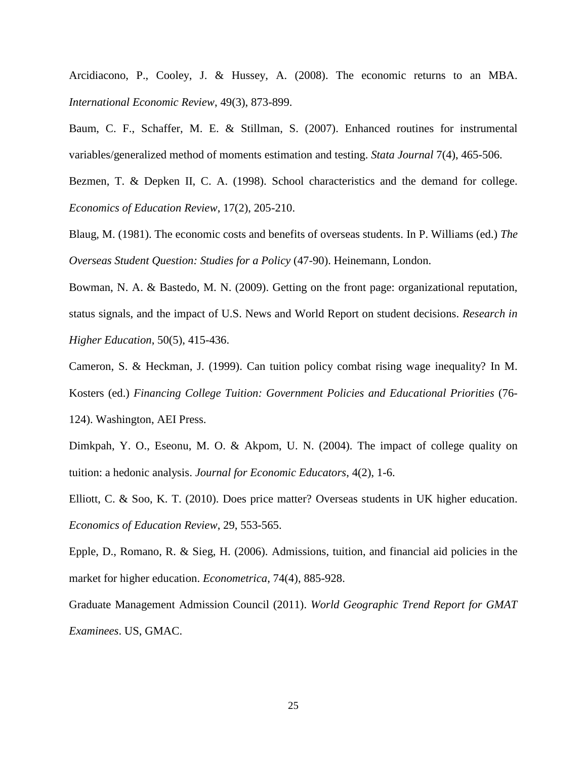Arcidiacono, P., Cooley, J. & Hussey, A. (2008). The economic returns to an MBA. *International Economic Review*, 49(3), 873-899.

Baum, C. F., Schaffer, M. E. & Stillman, S. (2007). Enhanced routines for instrumental variables/generalized method of moments estimation and testing. *Stata Journal* 7(4), 465-506.

Bezmen, T. & Depken II, C. A. (1998). School characteristics and the demand for college. *Economics of Education Review*, 17(2), 205-210.

Blaug, M. (1981). The economic costs and benefits of overseas students. In P. Williams (ed.) *The Overseas Student Question: Studies for a Policy* (47-90). Heinemann, London.

Bowman, N. A. & Bastedo, M. N. (2009). Getting on the front page: organizational reputation, status signals, and the impact of U.S. News and World Report on student decisions. *Research in Higher Education*, 50(5), 415-436.

Cameron, S. & Heckman, J. (1999). Can tuition policy combat rising wage inequality? In M. Kosters (ed.) *Financing College Tuition: Government Policies and Educational Priorities* (76-124). Washington, AEI Press.

Dimkpah, Y. O., Eseonu, M. O. & Akpom, U. N. (2004). The impact of college quality on tuition: a hedonic analysis. *Journal for Economic Educators*, 4(2), 1-6.

Elliott, C. & Soo, K. T. (2010). Does price matter? Overseas students in UK higher education. *Economics of Education Review*, 29, 553-565.

Epple, D., Romano, R. & Sieg, H. (2006). Admissions, tuition, and financial aid policies in the market for higher education. *Econometrica*, 74(4), 885-928.

Graduate Management Admission Council (2011). *World Geographic Trend Report for GMAT Examinees*. US, GMAC.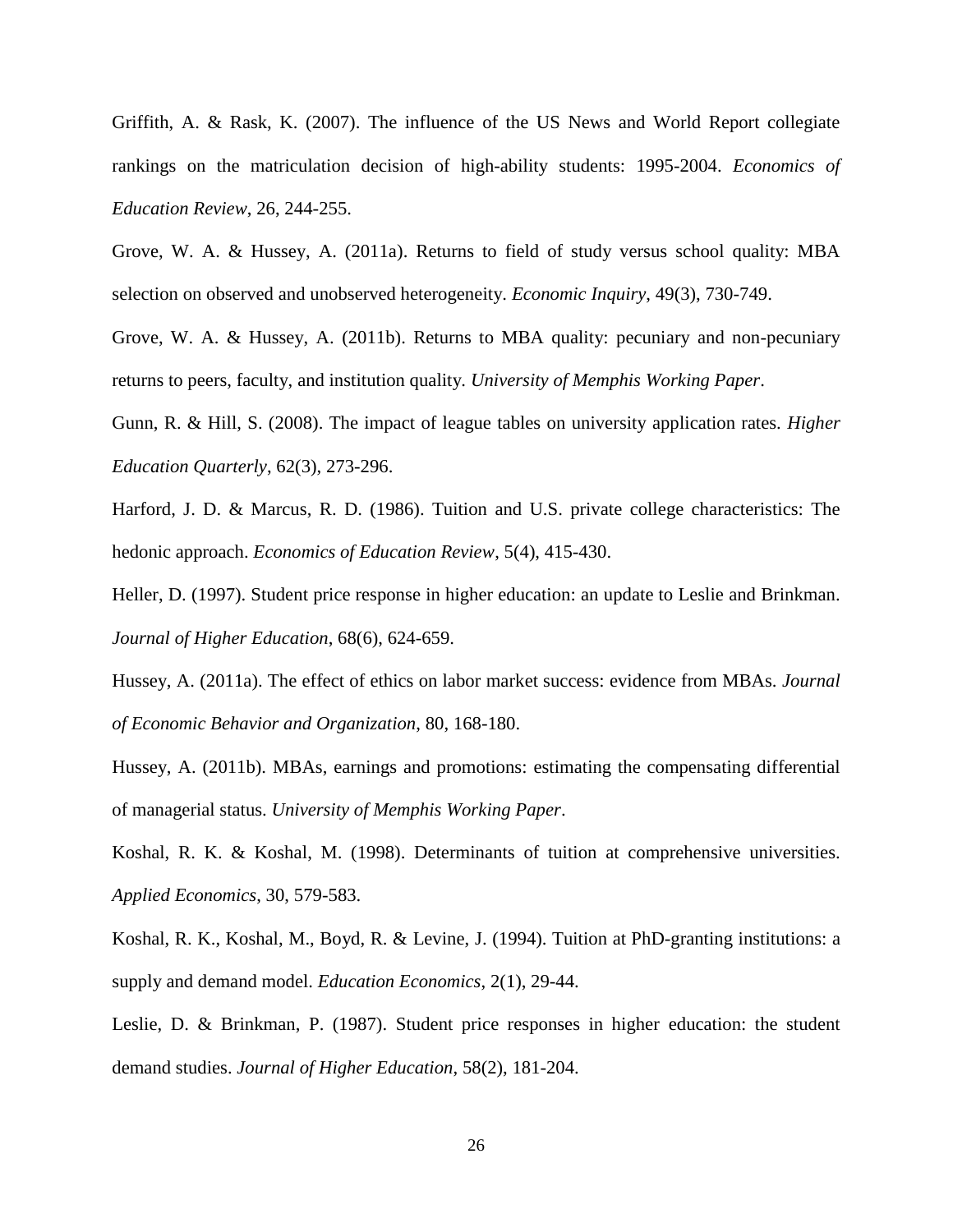Griffith, A. & Rask, K. (2007). The influence of the US News and World Report collegiate rankings on the matriculation decision of high-ability students: 1995-2004. *Economics of Education Review*, 26, 244-255.

Grove, W. A. & Hussey, A. (2011a). Returns to field of study versus school quality: MBA selection on observed and unobserved heterogeneity. *Economic Inquiry*, 49(3), 730-749.

Grove, W. A. & Hussey, A. (2011b). Returns to MBA quality: pecuniary and non-pecuniary returns to peers, faculty, and institution quality. *University of Memphis Working Paper*.

Gunn, R. & Hill, S. (2008). The impact of league tables on university application rates. *Higher Education Quarterly*, 62(3), 273-296.

Harford, J. D. & Marcus, R. D. (1986). Tuition and U.S. private college characteristics: The hedonic approach. *Economics of Education Review*, 5(4), 415-430.

Heller, D. (1997). Student price response in higher education: an update to Leslie and Brinkman. *Journal of Higher Education*, 68(6), 624-659.

Hussey, A. (2011a). The effect of ethics on labor market success: evidence from MBAs. *Journal of Economic Behavior and Organization*, 80, 168-180.

Hussey, A. (2011b). MBAs, earnings and promotions: estimating the compensating differential of managerial status. *University of Memphis Working Paper*.

Koshal, R. K. & Koshal, M. (1998). Determinants of tuition at comprehensive universities. *Applied Economics*, 30, 579-583.

Koshal, R. K., Koshal, M., Boyd, R. & Levine, J. (1994). Tuition at PhD-granting institutions: a supply and demand model. *Education Economics*, 2(1), 29-44.

Leslie, D. & Brinkman, P. (1987). Student price responses in higher education: the student demand studies. *Journal of Higher Education*, 58(2), 181-204.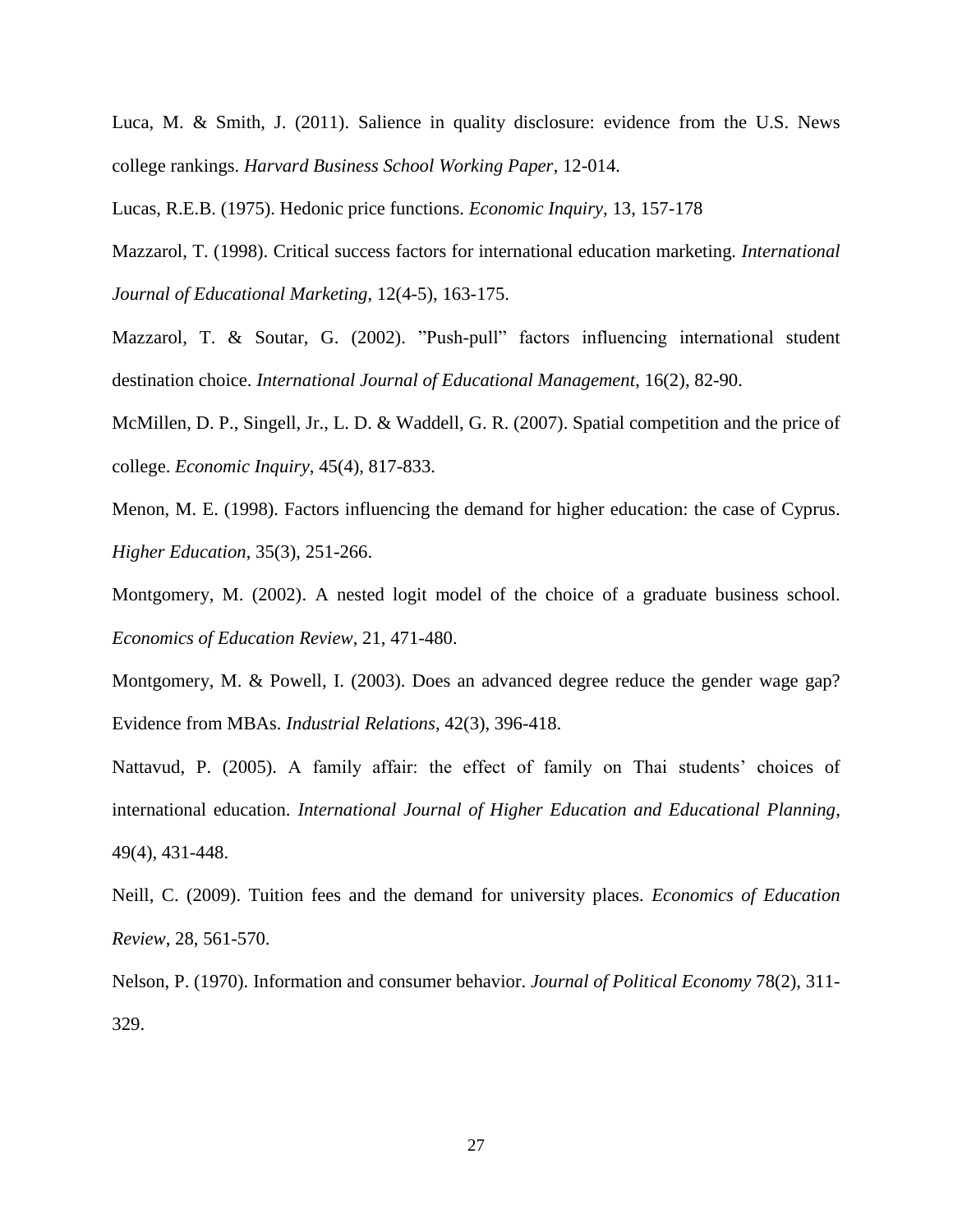Luca, M. & Smith, J. (2011). Salience in quality disclosure: evidence from the U.S. News college rankings. *Harvard Business School Working Paper*, 12-014.

Lucas, R.E.B. (1975). Hedonic price functions. *Economic Inquiry*, 13, 157-178

Mazzarol, T. (1998). Critical success factors for international education marketing. *International Journal of Educational Marketing*, 12(4-5), 163-175.

Mazzarol, T. & Soutar, G. (2002). "Push-pull" factors influencing international student destination choice. *International Journal of Educational Management*, 16(2), 82-90.

McMillen, D. P., Singell, Jr., L. D. & Waddell, G. R. (2007). Spatial competition and the price of college. *Economic Inquiry*, 45(4), 817-833.

Menon, M. E. (1998). Factors influencing the demand for higher education: the case of Cyprus. *Higher Education*, 35(3), 251-266.

Montgomery, M. (2002). A nested logit model of the choice of a graduate business school. *Economics of Education Review*, 21, 471-480.

Montgomery, M. & Powell, I. (2003). Does an advanced degree reduce the gender wage gap? Evidence from MBAs. *Industrial Relations*, 42(3), 396-418.

Nattavud, P. (2005). A family affair: the effect of family on Thai students' choices of international education. *International Journal of Higher Education and Educational Planning*, 49(4), 431-448.

Neill, C. (2009). Tuition fees and the demand for university places. *Economics of Education Review*, 28, 561-570.

Nelson, P. (1970). Information and consumer behavior. *Journal of Political Economy* 78(2), 311-329.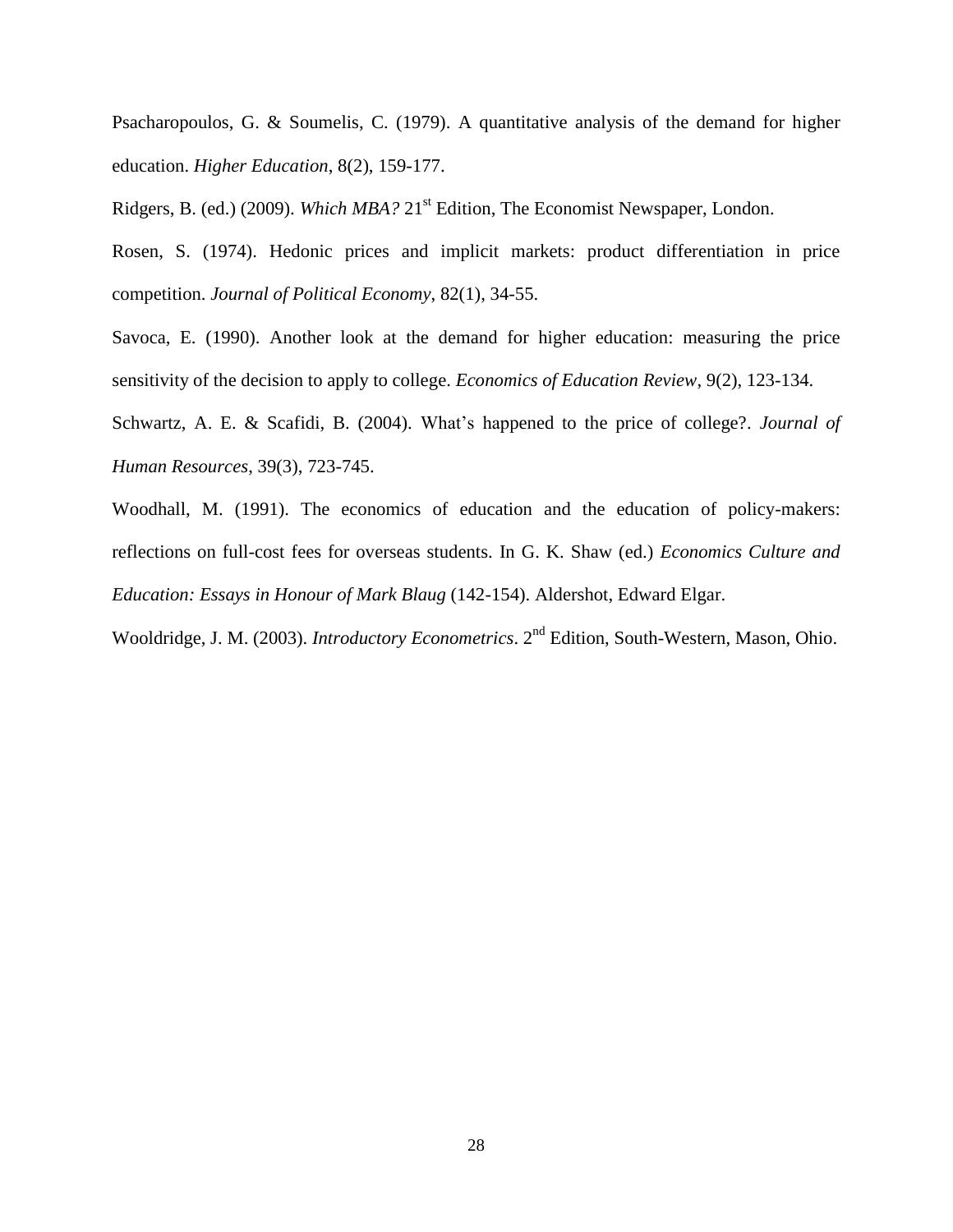Psacharopoulos, G. & Soumelis, C. (1979). A quantitative analysis of the demand for higher education. *Higher Education*, 8(2), 159-177.

Ridgers, B. (ed.) (2009). *Which MBA?* 21st Edition, The Economist Newspaper, London.

Rosen, S. (1974). Hedonic prices and implicit markets: product differentiation in price competition. *Journal of Political Economy*, 82(1), 34-55.

Savoca, E. (1990). Another look at the demand for higher education: measuring the price sensitivity of the decision to apply to college. *Economics of Education Review*, 9(2), 123-134.

Schwartz, A. E. & Scafidi, B. (2004). What's happened to the price of college?. *Journal of Human Resources*, 39(3), 723-745.

Woodhall, M. (1991). The economics of education and the education of policy-makers: reflections on full-cost fees for overseas students. In G. K. Shaw (ed.) *Economics Culture and Education: Essays in Honour of Mark Blaug* (142-154). Aldershot, Edward Elgar.

Wooldridge, J. M. (2003). *Introductory Econometrics*. 2nd Edition, South-Western, Mason, Ohio.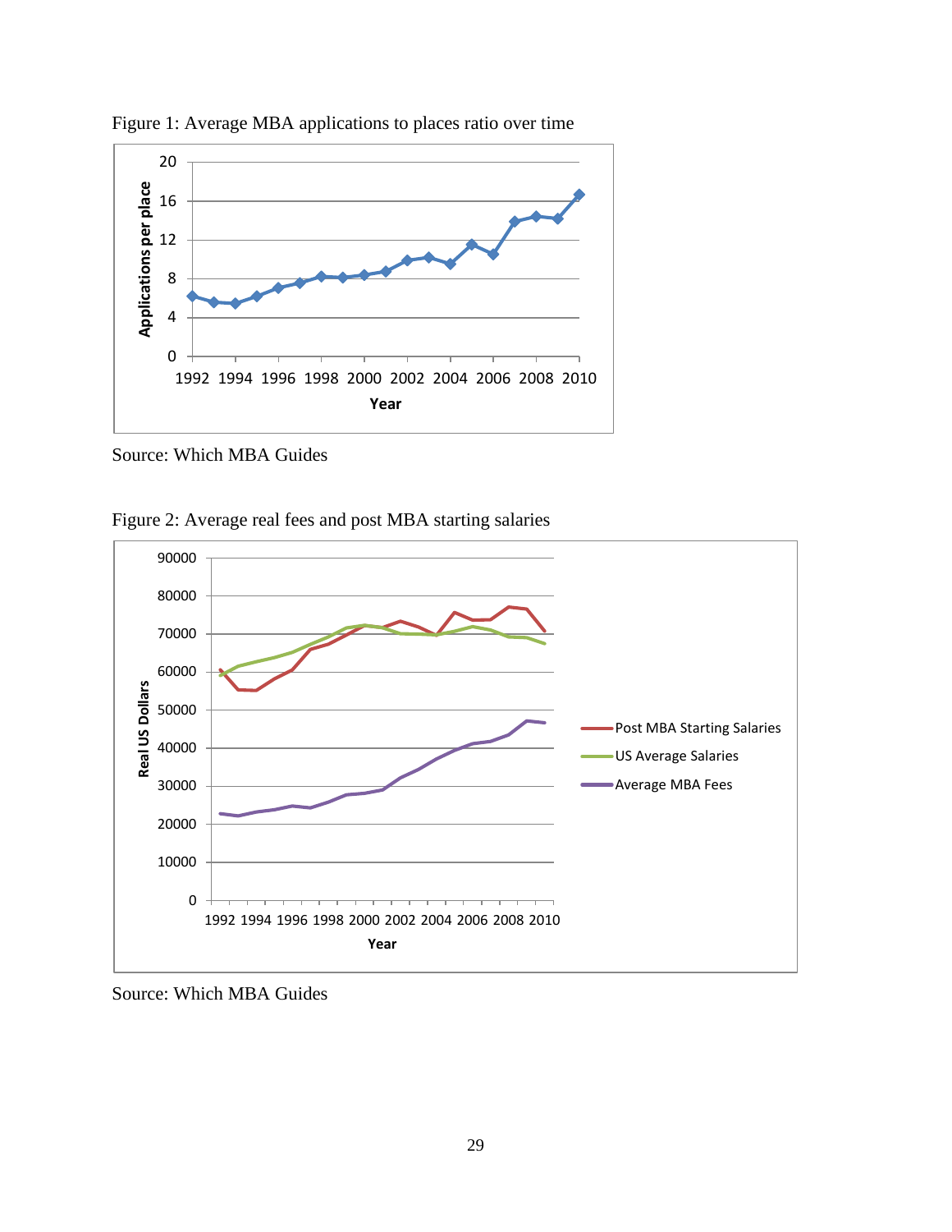Figure 1: Average MBA applications to places ratio over time

Source: Which MBA Guides

Figure 2: Average real fees and post MBA starting salaries

Source: Which MBA Guides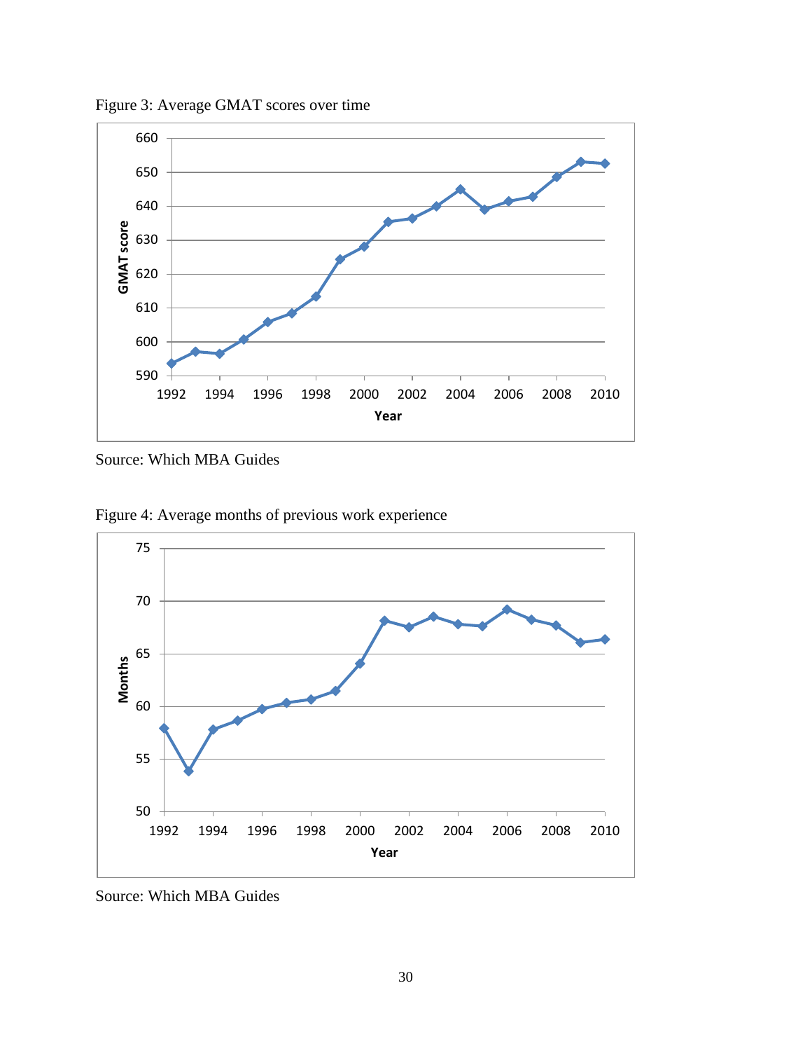Figure 3: Average GMAT scores over time

Source: Which MBA Guides

Figure 4: Average months of previous work experience

Source: Which MBA Guides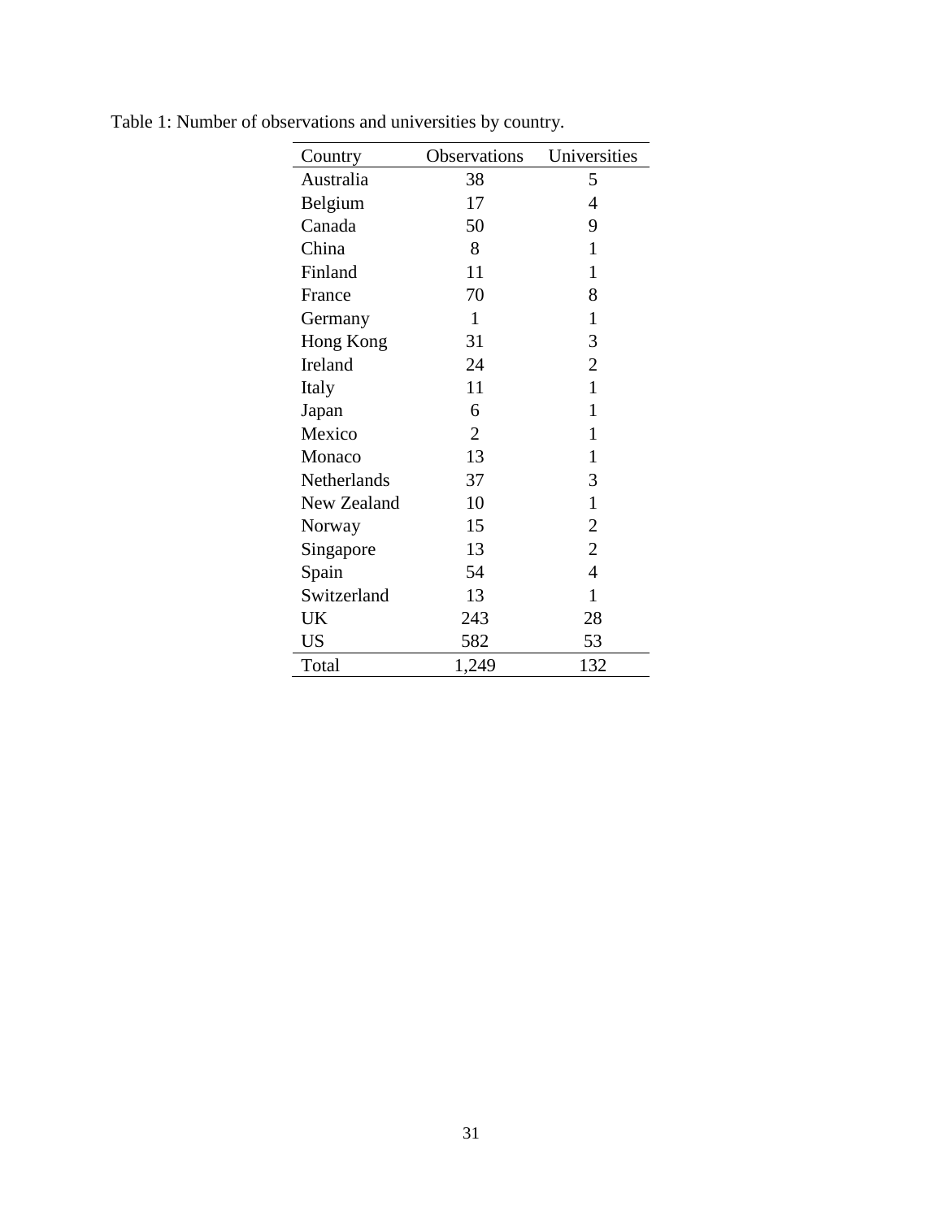Table 1: Number of observations and universities by country.

| Country | Observations | Universities |
|---|---|---|
| Australia | 38 | 5 |
| Belgium | 17 | 4 |
| Canada | 50 | 9 |
| China | 8 | 1 |
| Finland | 11 | 1 |
| France | 70 | 8 |
| Germany | 1 | 1 |
| Hong Kong | 31 | 3 |
| Ireland | 24 | 2 |
| Italy | 11 | 1 |
| Japan | 6 | 1 |
| Mexico | 2 | 1 |
| Monaco | 13 | 1 |
| Netherlands | 37 | 3 |
| New Zealand | 10 | 1 |
| Norway | 15 | 2 |
| Singapore | 13 | 2 |
| Spain | 54 | 4 |
| Switzerland | 13 | 1 |
| UK | 243 | 28 |
| US | 582 | 53 |
| Total | 1,249 | 132 |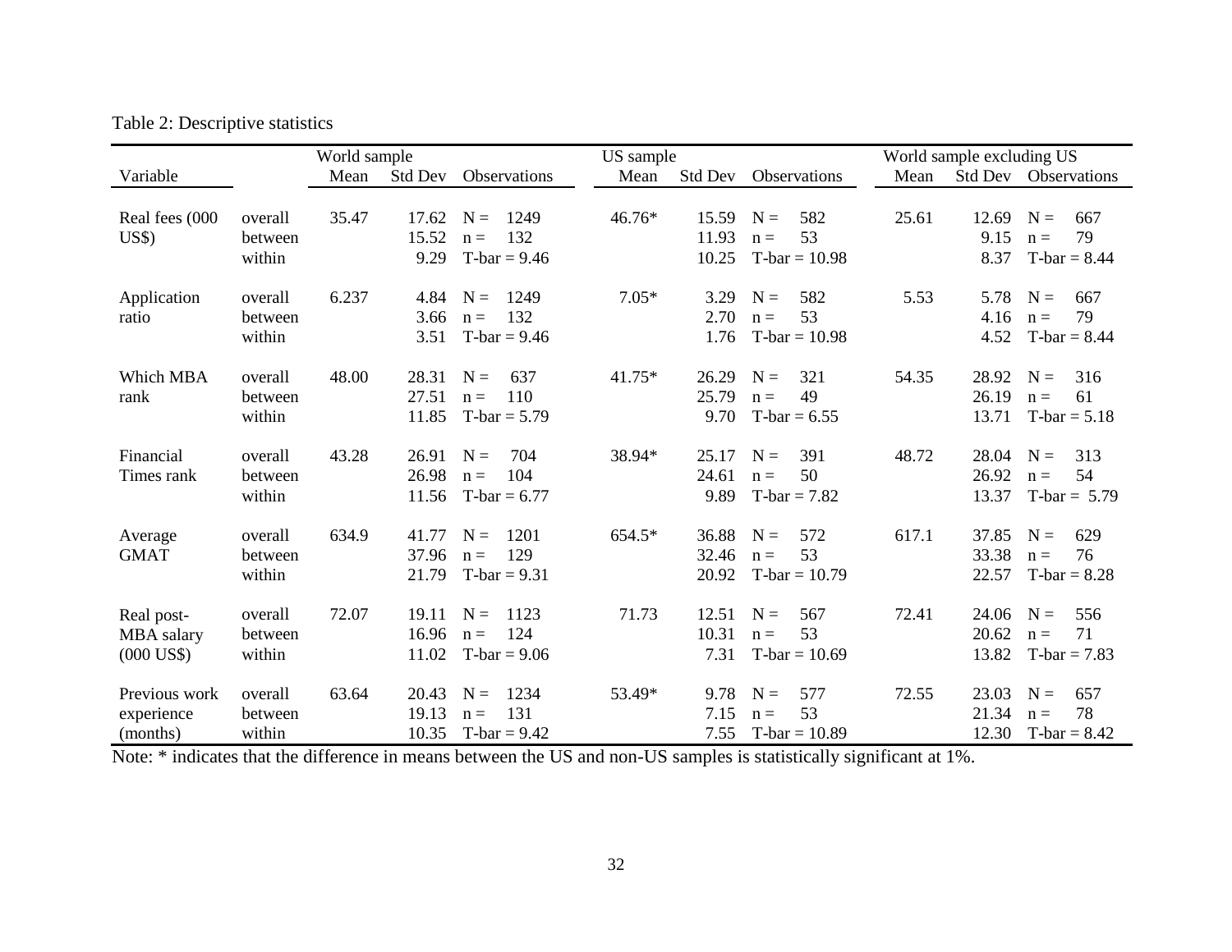Table 2: Descriptive statistics

| Variable | | World sample | | | US sample | | | World sample excluding US | | |
|---|---|---|---|---|---|---|---|---|---|---|
| | | Mean | Std Dev | Observations | Mean | Std Dev | Observations | Mean | Std Dev | Observations |
| Real fees (000 US$) | overall | 35.47 | 17.62 | N = 1249 | 46.76* | 15.59 | N = 582 | 25.61 | 12.69 | N = 667 |
| | between | | 15.52 | n = 132 | | 11.93 | n = 53 | | 9.15 | n = 79 |
| | within | | 9.29 | T-bar = 9.46 | | 10.25 | T-bar = 10.98 | | 8.37 | T-bar = 8.44 |
| Application ratio | overall | 6.237 | 4.84 | N = 1249 | 7.05* | 3.29 | N = 582 | 5.53 | 5.78 | N = 667 |
| | between | | 3.66 | n = 132 | | 2.70 | n = 53 | | 4.16 | n = 79 |
| | within | | 3.51 | T-bar = 9.46 | | 1.76 | T-bar = 10.98 | | 4.52 | T-bar = 8.44 |
| Which MBA rank | overall | 48.00 | 28.31 | N = 637 | 41.75* | 26.29 | N = 321 | 54.35 | 28.92 | N = 316 |
| | between | | 27.51 | n = 110 | | 25.79 | n = 49 | | 26.19 | n = 61 |
| | within | | 11.85 | T-bar = 5.79 | | 9.70 | T-bar = 6.55 | | 13.71 | T-bar = 5.18 |
| Financial Times rank | overall | 43.28 | 26.91 | N = 704 | 38.94* | 25.17 | N = 391 | 48.72 | 28.04 | N = 313 |
| | between | | 26.98 | n = 104 | | 24.61 | n = 50 | | 26.92 | n = 54 |
| | within | | 11.56 | T-bar = 6.77 | | 9.89 | T-bar = 7.82 | | 13.37 | T-bar = 5.79 |
| Average GMAT | overall | 634.9 | 41.77 | N = 1201 | 654.5* | 36.88 | N = 572 | 617.1 | 37.85 | N = 629 |
| | between | | 37.96 | n = 129 | | 32.46 | n = 53 | | 33.38 | n = 76 |
| | within | | 21.79 | T-bar = 9.31 | | 20.92 | T-bar = 10.79 | | 22.57 | T-bar = 8.28 |
| Real post-MBA salary (000 US$) | overall | 72.07 | 19.11 | N = 1123 | 71.73 | 12.51 | N = 567 | 72.41 | 24.06 | N = 556 |
| | between | | 16.96 | n = 124 | | 10.31 | n = 53 | | 20.62 | n = 71 |
| | within | | 11.02 | T-bar = 9.06 | | 7.31 | T-bar = 10.69 | | 13.82 | T-bar = 7.83 |
| Previous work experience (months) | overall | 63.64 | 20.43 | N = 1234 | 53.49* | 9.78 | N = 577 | 72.55 | 23.03 | N = 657 |
| | between | | 19.13 | n = 131 | | 7.15 | n = 53 | | 21.34 | n = 78 |
| | within | | 10.35 | T-bar = 9.42 | | 7.55 | T-bar = 10.89 | | 12.30 | T-bar = 8.42 |

Note: * indicates that the difference in means between the US and non-US samples is statistically significant at 1%.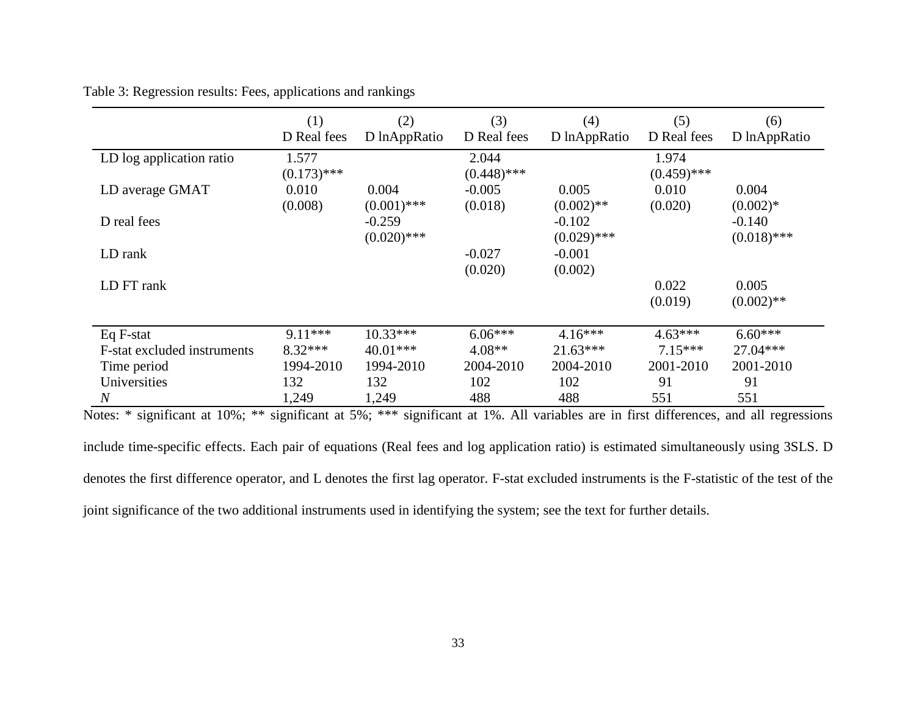Table 3: Regression results: Fees, applications and rankings

| | (1)<br>D Real fees | (2)<br>D lnAppRatio | (3)<br>D Real fees | (4)<br>D lnAppRatio | (5)<br>D Real fees | (6)<br>D lnAppRatio |
|---|---|---|---|---|---|---|
| LD log application ratio | 1.577<br>(0.173)*** | | 2.044<br>(0.448)*** | | 1.974<br>(0.459)*** | |
| LD average GMAT | 0.010<br>(0.008) | 0.004<br>(0.001)*** | -0.005<br>(0.018) | 0.005<br>(0.002)** | 0.010<br>(0.020) | 0.004<br>(0.002)* |
| D real fees | | -0.259<br>(0.020)*** | | -0.102<br>(0.029)*** | | -0.140<br>(0.018)*** |
| LD rank | | | -0.027<br>(0.020) | -0.001<br>(0.002) | | |
| LD FT rank | | | | | 0.022<br>(0.019) | 0.005<br>(0.002)** |
| Eq F-stat | 9.11*** | 10.33*** | 6.06*** | 4.16*** | 4.63*** | 6.60*** |
| F-stat excluded instruments | 8.32*** | 40.01*** | 4.08** | 21.63*** | 7.15*** | 27.04*** |
| Time period | 1994-2010 | 1994-2010 | 2004-2010 | 2004-2010 | 2001-2010 | 2001-2010 |
| Universities | 132 | 132 | 102 | 102 | 91 | 91 |
| *N* | 1,249 | 1,249 | 488 | 488 | 551 | 551 |

Notes: * significant at 10%; ** significant at 5%; *** significant at 1%. All variables are in first differences, and all regressions include time-specific effects. Each pair of equations (Real fees and log application ratio) is estimated simultaneously using 3SLS. D denotes the first difference operator, and L denotes the first lag operator. F-stat excluded instruments is the F-statistic of the test of the joint significance of the two additional instruments used in identifying the system; see the text for further details.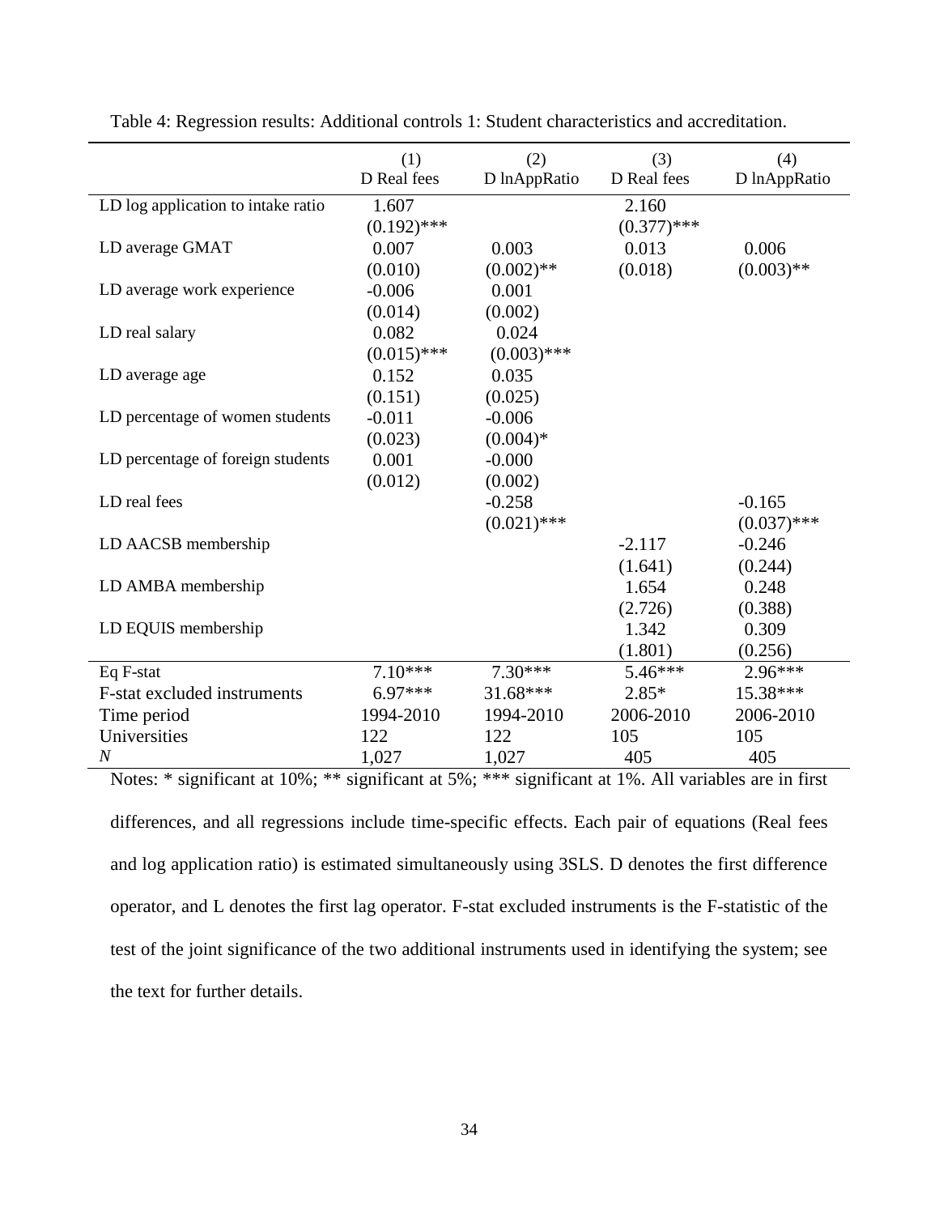Table 4: Regression results: Additional controls 1: Student characteristics and accreditation.

| | (1)<br>D Real fees | (2)<br>D lnAppRatio | (3)<br>D Real fees | (4)<br>D lnAppRatio |
|---|---|---|---|---|
| LD log application to intake ratio | 1.607 | | 2.160 | |
| | (0.192)*** | | (0.377)*** | |
| LD average GMAT | 0.007 | 0.003 | 0.013 | 0.006 |
| | (0.010) | (0.002)** | (0.018) | (0.003)** |
| LD average work experience | -0.006 | 0.001 | | |
| | (0.014) | (0.002) | | |
| LD real salary | 0.082 | 0.024 | | |
| | (0.015)*** | (0.003)*** | | |
| LD average age | 0.152 | 0.035 | | |
| | (0.151) | (0.025) | | |
| LD percentage of women students | -0.011 | -0.006 | | |
| | (0.023) | (0.004)* | | |
| LD percentage of foreign students | 0.001 | -0.000 | | |
| | (0.012) | (0.002) | | |
| LD real fees | | -0.258 | | -0.165 |
| | | (0.021)*** | | (0.037)*** |
| LD AACSB membership | | | -2.117 | -0.246 |
| | | | (1.641) | (0.244) |
| LD AMBA membership | | | 1.654 | 0.248 |
| | | | (2.726) | (0.388) |
| LD EQUIS membership | | | 1.342 | 0.309 |
| | | | (1.801) | (0.256) |
| Eq F-stat | 7.10*** | 7.30*** | 5.46*** | 2.96*** |
| F-stat excluded instruments | 6.97*** | 31.68*** | 2.85* | 15.38*** |
| Time period | 1994-2010 | 1994-2010 | 2006-2010 | 2006-2010 |
| Universities | 122 | 122 | 105 | 105 |
| *N* | 1,027 | 1,027 | 405 | 405 |

Notes: * significant at 10%; ** significant at 5%; *** significant at 1%. All variables are in first differences, and all regressions include time-specific effects. Each pair of equations (Real fees and log application ratio) is estimated simultaneously using 3SLS. D denotes the first difference operator, and L denotes the first lag operator. F-stat excluded instruments is the F-statistic of the test of the joint significance of the two additional instruments used in identifying the system; see the text for further details.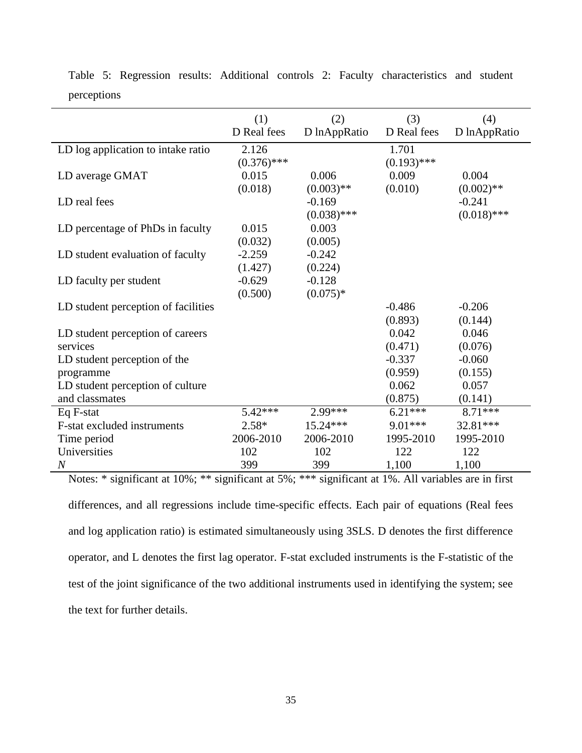Table 5: Regression results: Additional controls 2: Faculty characteristics and student perceptions

| | (1)<br>D Real fees | (2)<br>D lnAppRatio | (3)<br>D Real fees | (4)<br>D lnAppRatio |
|---|---|---|---|---|
| LD log application to intake ratio | 2.126 | | 1.701 | |
| | (0.376)*** | | (0.193)*** | |
| LD average GMAT | 0.015 | 0.006 | 0.009 | 0.004 |
| | (0.018) | (0.003)** | (0.010) | (0.002)** |
| LD real fees | | -0.169 | | -0.241 |
| | | (0.038)*** | | (0.018)*** |
| LD percentage of PhDs in faculty | 0.015 | 0.003 | | |
| | (0.032) | (0.005) | | |
| LD student evaluation of faculty | -2.259 | -0.242 | | |
| | (1.427) | (0.224) | | |
| LD faculty per student | -0.629 | -0.128 | | |
| | (0.500) | (0.075)* | | |
| LD student perception of facilities | | | -0.486 | -0.206 |
| | | | (0.893) | (0.144) |
| LD student perception of careers services | | | 0.042 | 0.046 |
| | | | (0.471) | (0.076) |
| LD student perception of the programme | | | -0.337 | -0.060 |
| | | | (0.959) | (0.155) |
| LD student perception of culture and classmates | | | 0.062 | 0.057 |
| | | | (0.875) | (0.141) |
| Eq F-stat | 5.42*** | 2.99*** | 6.21*** | 8.71*** |
| F-stat excluded instruments | 2.58* | 15.24*** | 9.01*** | 32.81*** |
| Time period | 2006-2010 | 2006-2010 | 1995-2010 | 1995-2010 |
| Universities | 102 | 102 | 122 | 122 |
| *N* | 399 | 399 | 1,100 | 1,100 |

Notes: * significant at 10%; ** significant at 5%; *** significant at 1%. All variables are in first differences, and all regressions include time-specific effects. Each pair of equations (Real fees and log application ratio) is estimated simultaneously using 3SLS. D denotes the first difference operator, and L denotes the first lag operator. F-stat excluded instruments is the F-statistic of the test of the joint significance of the two additional instruments used in identifying the system; see the text for further details.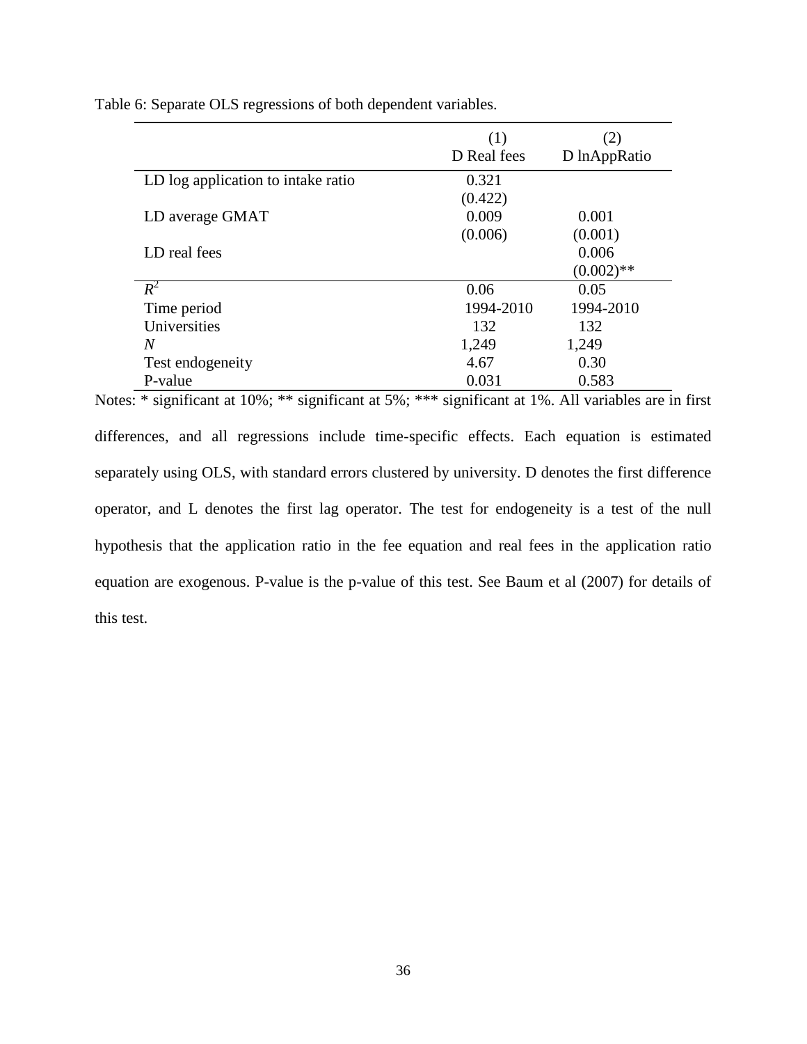Table 6: Separate OLS regressions of both dependent variables.

| | (1) D Real fees | (2) D lnAppRatio |
|---|---|---|
| LD log application to intake ratio | 0.321 | |
| | (0.422) | |
| LD average GMAT | 0.009 | 0.001 |
| | (0.006) | (0.001) |
| LD real fees | | 0.006 |
| | | (0.002)** |
| $R^2$ | 0.06 | 0.05 |
| Time period | 1994-2010 | 1994-2010 |
| Universities | 132 | 132 |
| *N* | 1,249 | 1,249 |
| Test endogeneity | 4.67 | 0.30 |
| P-value | 0.031 | 0.583 |

Notes: * significant at 10%; ** significant at 5%; *** significant at 1%. All variables are in first differences, and all regressions include time-specific effects. Each equation is estimated separately using OLS, with standard errors clustered by university. D denotes the first difference operator, and L denotes the first lag operator. The test for endogeneity is a test of the null hypothesis that the application ratio in the fee equation and real fees in the application ratio equation are exogenous. P-value is the p-value of this test. See Baum et al (2007) for details of this test.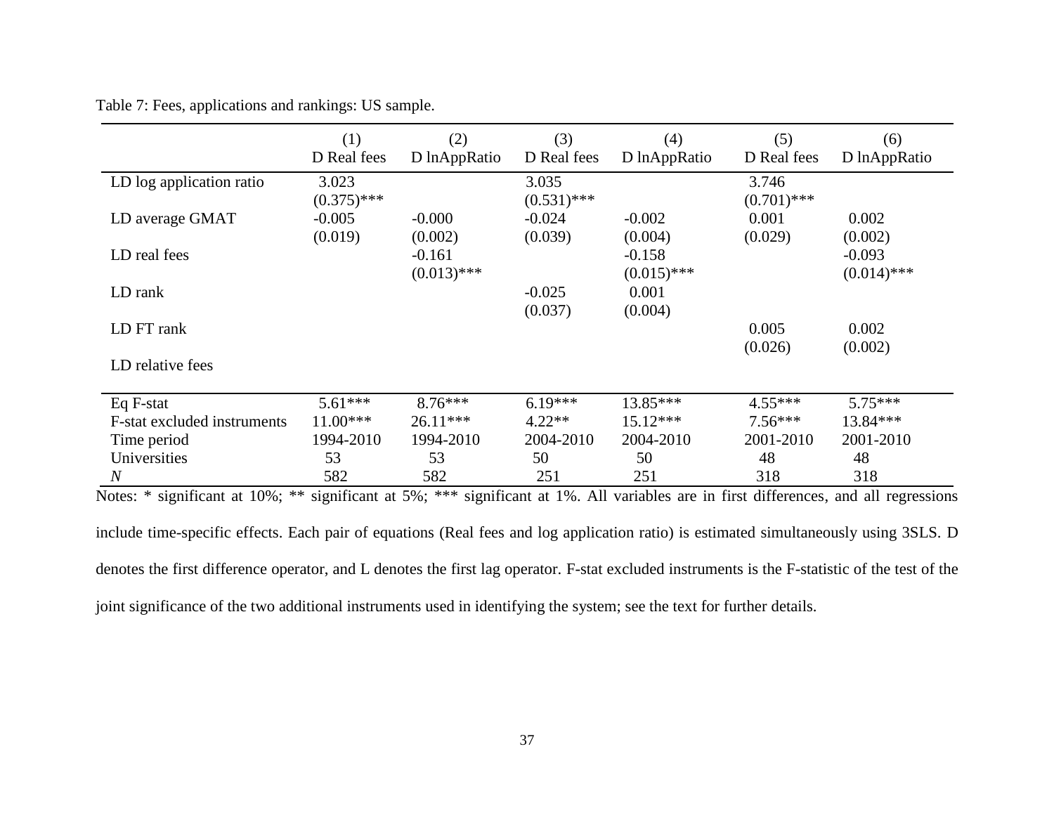Table 7: Fees, applications and rankings: US sample.

| | (1)<br>D Real fees | (2)<br>D lnAppRatio | (3)<br>D Real fees | (4)<br>D lnAppRatio | (5)<br>D Real fees | (6)<br>D lnAppRatio |
|---|---|---|---|---|---|---|
| LD log application ratio | 3.023 | | 3.035 | | 3.746 | |
| | (0.375)*** | | (0.531)*** | | (0.701)*** | |
| LD average GMAT | -0.005 | -0.000 | -0.024 | -0.002 | 0.001 | 0.002 |
| | (0.019) | (0.002) | (0.039) | (0.004) | (0.029) | (0.002) |
| LD real fees | | -0.161 | | -0.158 | | -0.093 |
| | | (0.013)*** | | (0.015)*** | | (0.014)*** |
| LD rank | | | -0.025 | 0.001 | | |
| | | | (0.037) | (0.004) | | |
| LD FT rank | | | | | 0.005 | 0.002 |
| | | | | | (0.026) | (0.002) |
| LD relative fees | | | | | | |
| Eq F-stat | 5.61*** | 8.76*** | 6.19*** | 13.85*** | 4.55*** | 5.75*** |
| F-stat excluded instruments | 11.00*** | 26.11*** | 4.22** | 15.12*** | 7.56*** | 13.84*** |
| Time period | 1994-2010 | 1994-2010 | 2004-2010 | 2004-2010 | 2001-2010 | 2001-2010 |
| Universities | 53 | 53 | 50 | 50 | 48 | 48 |
| *N* | 582 | 582 | 251 | 251 | 318 | 318 |

Notes: * significant at 10%; ** significant at 5%; *** significant at 1%. All variables are in first differences, and all regressions include time-specific effects. Each pair of equations (Real fees and log application ratio) is estimated simultaneously using 3SLS. D denotes the first difference operator, and L denotes the first lag operator. F-stat excluded instruments is the F-statistic of the test of the joint significance of the two additional instruments used in identifying the system; see the text for further details.